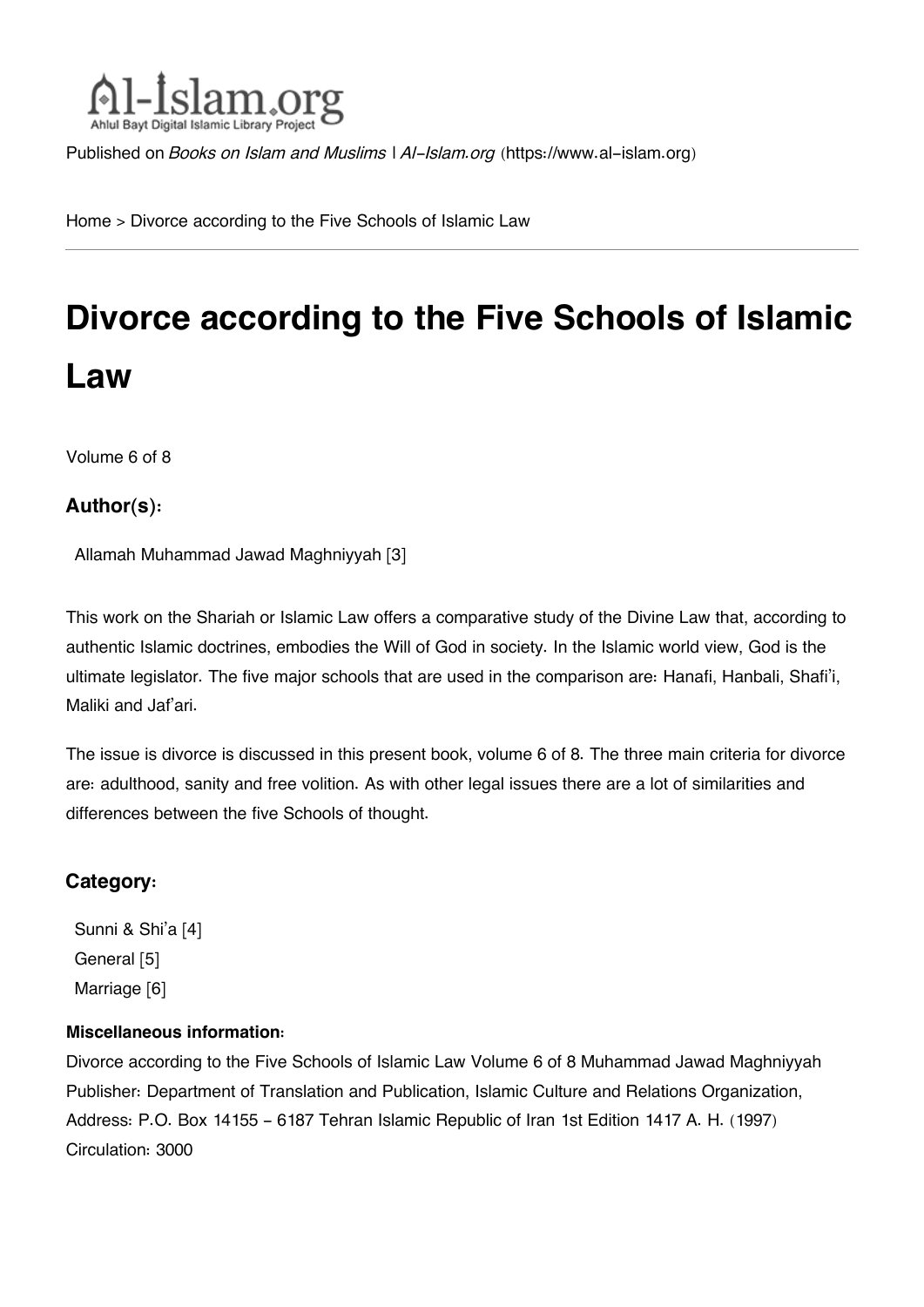Published on *Books on Islam and Muslims | Al-Islam.org* (https://www.al-islam.org)

Home > Divorce according to the Five Schools of Islamic Law

# Divorce according to the Five Schools of Islamic Law

Volume 6 of 8

### Author(s):

Allamah Muhammad Jawad Maghniyyah [3]

This work on the Shariah or Islamic Law offers a comparative study of the Divine Law that, according to authentic Islamic doctrines, embodies the Will of God in society. In the Islamic world view, God is the ultimate legislator. The five major schools that are used in the comparison are: Hanafi, Hanbali, Shafi'i, Maliki and Jaf'ari.

The issue is divorce is discussed in this present book, volume 6 of 8. The three main criteria for divorce are: adulthood, sanity and free volition. As with other legal issues there are a lot of similarities and differences between the five Schools of thought.

### Category:

- Sunni & Shi'a [4]
- General [5]
- Marriage [6]

#### Miscellaneous information:

Divorce according to the Five Schools of Islamic Law Volume 6 of 8 Muhammad Jawad Maghniyyah Publisher: Department of Translation and Publication, Islamic Culture and Relations Organization, Address: P.O. Box 14155 - 6187 Tehran Islamic Republic of Iran 1st Edition 1417 A. H. (1997) Circulation: 3000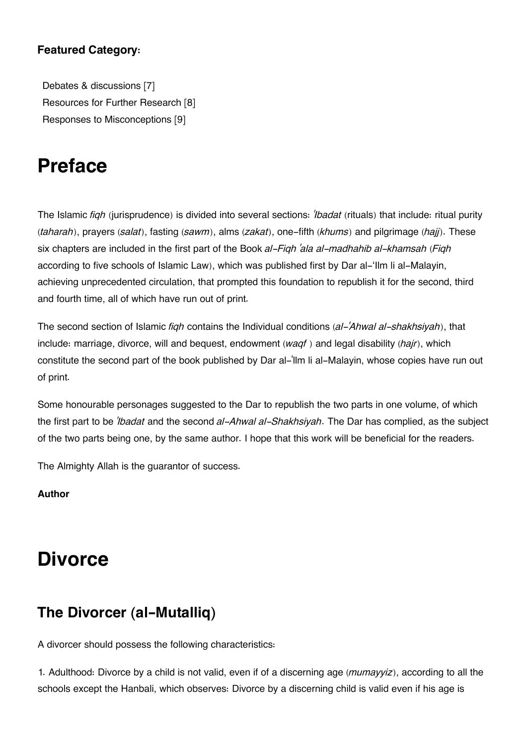**Featured Category:**

Debates & discussions [7]
Resources for Further Research [8]
Responses to Misconceptions [9]

# Preface

The Islamic *fiqh* (jurisprudence) is divided into several sections: *'Ibadat* (rituals) that include: ritual purity (*taharah*), prayers (*salat*), fasting (*sawm*), alms (*zakat*), one-fifth (*khums*) and pilgrimage (*hajj*). These six chapters are included in the first part of the Book *al-Fiqh 'ala al-madhahib al-khamsah* (*Fiqh* according to five schools of Islamic Law), which was published first by Dar al-'Ilm li al-Malayin, achieving unprecedented circulation, that prompted this foundation to republish it for the second, third and fourth time, all of which have run out of print.

The second section of Islamic *fiqh* contains the Individual conditions (*al-'Ahwal al-shakhsiyah*), that include: marriage, divorce, will and bequest, endowment (*waqf* ) and legal disability (*hajr*), which constitute the second part of the book published by Dar al-'Ilm li al-Malayin, whose copies have run out of print.

Some honourable personages suggested to the Dar to republish the two parts in one volume, of which the first part to be *'Ibadat* and the second *al-Ahwal al-Shakhsiyah*. The Dar has complied, as the subject of the two parts being one, by the same author. I hope that this work will be beneficial for the readers.

The Almighty Allah is the guarantor of success.

**Author**

# Divorce

## The Divorcer (al-Mutalliq)

A divorcer should possess the following characteristics:

1. Adulthood: Divorce by a child is not valid, even if of a discerning age (*mumayyiz*), according to all the schools except the Hanbali, which observes: Divorce by a discerning child is valid even if his age is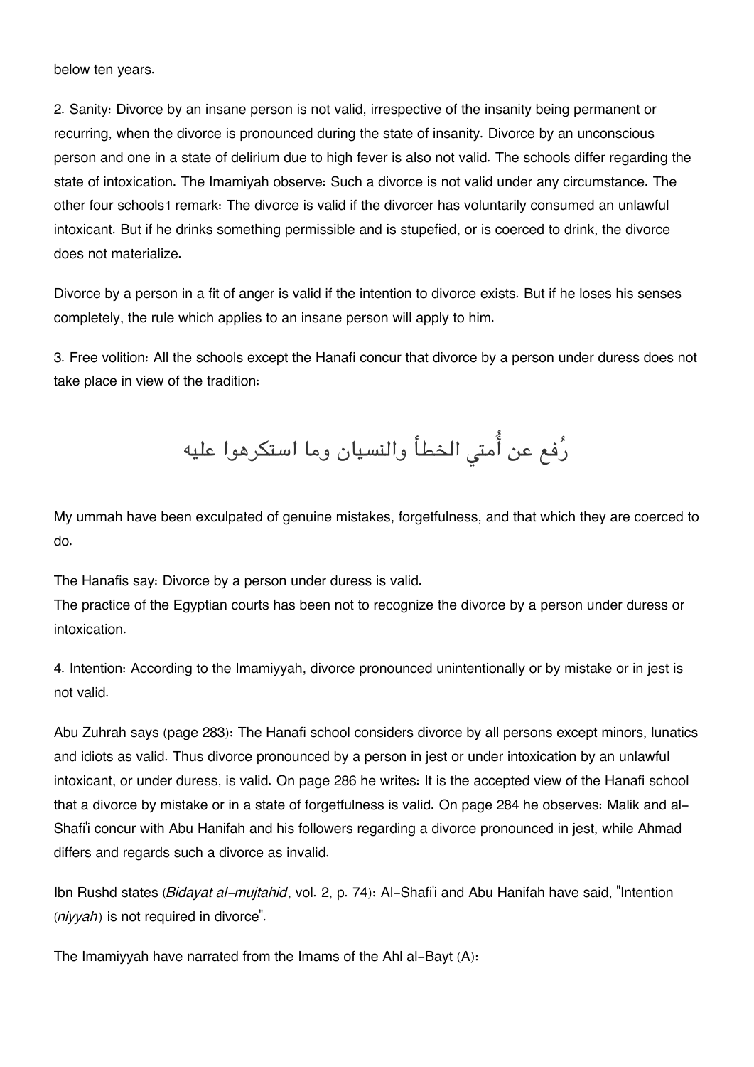below ten years.

2. Sanity: Divorce by an insane person is not valid, irrespective of the insanity being permanent or recurring, when the divorce is pronounced during the state of insanity. Divorce by an unconscious person and one in a state of delirium due to high fever is also not valid. The schools differ regarding the state of intoxication. The Imamiyah observe: Such a divorce is not valid under any circumstance. The other four schools[1] remark: The divorce is valid if the divorcer has voluntarily consumed an unlawful intoxicant. But if he drinks something permissible and is stupefied, or is coerced to drink, the divorce does not materialize.

Divorce by a person in a fit of anger is valid if the intention to divorce exists. But if he loses his senses completely, the rule which applies to an insane person will apply to him.

3. Free volition: All the schools except the Hanafi concur that divorce by a person under duress does not take place in view of the tradition:

رُفع عن أُمتي الخطأ والنسيان وما استكرهوا عليه

My ummah have been exculpated of genuine mistakes, forgetfulness, and that which they are coerced to do.

The Hanafis say: Divorce by a person under duress is valid.
The practice of the Egyptian courts has been not to recognize the divorce by a person under duress or intoxication.

4. Intention: According to the Imamiyyah, divorce pronounced unintentionally or by mistake or in jest is not valid.

Abu Zuhrah says (page 283): The Hanafi school considers divorce by all persons except minors, lunatics and idiots as valid. Thus divorce pronounced by a person in jest or under intoxication by an unlawful intoxicant, or under duress, is valid. On page 286 he writes: It is the accepted view of the Hanafi school that a divorce by mistake or in a state of forgetfulness is valid. On page 284 he observes: Malik and al-Shafi'i concur with Abu Hanifah and his followers regarding a divorce pronounced in jest, while Ahmad differs and regards such a divorce as invalid.

Ibn Rushd states (*Bidayat al-mujtahid*, vol. 2, p. 74): Al-Shafi'i and Abu Hanifah have said, "Intention (*niyyah*) is not required in divorce".

The Imamiyyah have narrated from the Imams of the Ahl al-Bayt (A):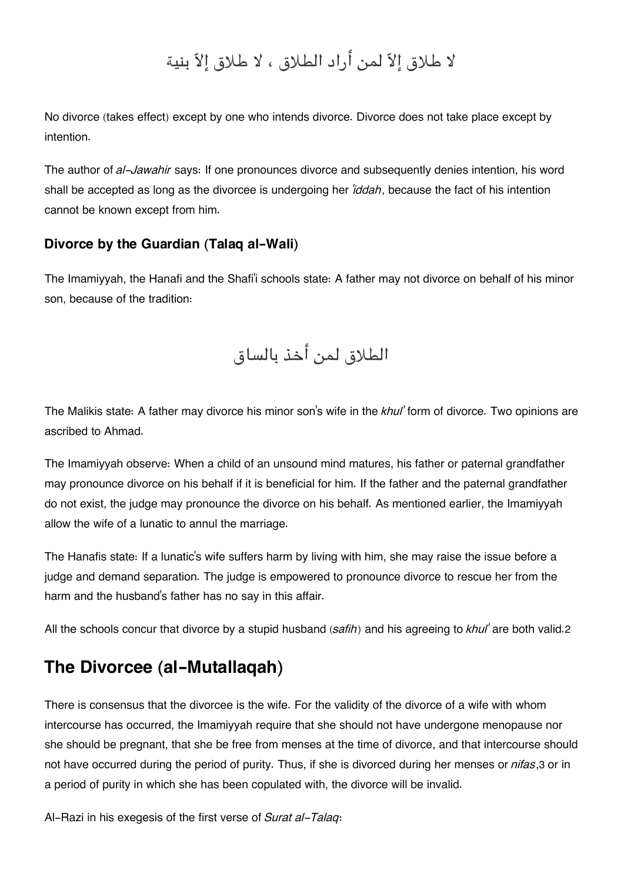لا طلاق إلاّ لمن أراد الطلاق ، لا طلاق إلاّ بنية

No divorce (takes effect) except by one who intends divorce. Divorce does not take place except by intention.

The author of *al-Jawahir* says: If one pronounces divorce and subsequently denies intention, his word shall be accepted as long as the divorcee is undergoing her *'iddah*, because the fact of his intention cannot be known except from him.

### Divorce by the Guardian (Talaq al-Wali)

The Imamiyyah, the Hanafi and the Shafi'i schools state: A father may not divorce on behalf of his minor son, because of the tradition:

الطلاق لمن أخذ بالساق

The Malikis state: A father may divorce his minor son's wife in the *khul'* form of divorce. Two opinions are ascribed to Ahmad.

The Imamiyyah observe: When a child of an unsound mind matures, his father or paternal grandfather may pronounce divorce on his behalf if it is beneficial for him. If the father and the paternal grandfather do not exist, the judge may pronounce the divorce on his behalf. As mentioned earlier, the Imamiyyah allow the wife of a lunatic to annul the marriage.

The Hanafis state: If a lunatic's wife suffers harm by living with him, she may raise the issue before a judge and demand separation. The judge is empowered to pronounce divorce to rescue her from the harm and the husband's father has no say in this affair.

All the schools concur that divorce by a stupid husband (*safih*) and his agreeing to *khul'* are both valid.[2]

## The Divorcee (al-Mutallaqah)

There is consensus that the divorcee is the wife. For the validity of the divorce of a wife with whom intercourse has occurred, the Imamiyyah require that she should not have undergone menopause nor she should be pregnant, that she be free from menses at the time of divorce, and that intercourse should not have occurred during the period of purity. Thus, if she is divorced during her menses or *nifas*,[3] or in a period of purity in which she has been copulated with, the divorce will be invalid.

Al-Razi in his exegesis of the first verse of *Surat al-Talaq*: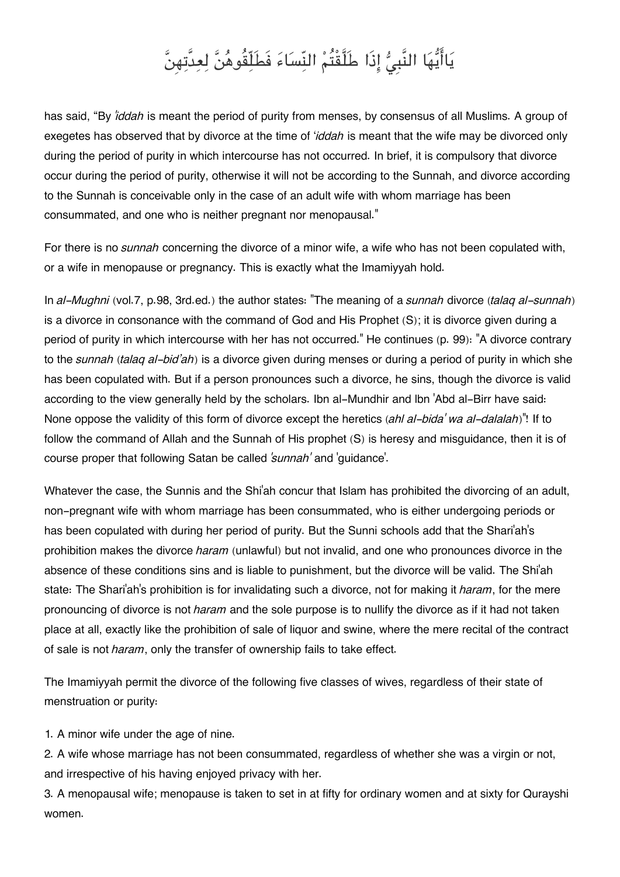يَاأَيُّهَا النَّبِيُّ إِذَا طَلَّقْتُمْ النِّسَاءَ فَطَلِّقُوهُنَّ لِعِدَّتِهِنَّ

has said, "By *'iddah* is meant the period of purity from menses, by consensus of all Muslims. A group of exegetes has observed that by divorce at the time of *'iddah* is meant that the wife may be divorced only during the period of purity in which intercourse has not occurred. In brief, it is compulsory that divorce occur during the period of purity, otherwise it will not be according to the Sunnah, and divorce according to the Sunnah is conceivable only in the case of an adult wife with whom marriage has been consummated, and one who is neither pregnant nor menopausal."

For there is no *sunnah* concerning the divorce of a minor wife, a wife who has not been copulated with, or a wife in menopause or pregnancy. This is exactly what the Imamiyyah hold.

In *al-Mughni* (vol.7, p.98, 3rd.ed.) the author states: "The meaning of a *sunnah* divorce (*talaq al-sunnah*) is a divorce in consonance with the command of God and His Prophet (S); it is divorce given during a period of purity in which intercourse with her has not occurred." He continues (p. 99): "A divorce contrary to the *sunnah* (*talaq al-bid'ah*) is a divorce given during menses or during a period of purity in which she has been copulated with. But if a person pronounces such a divorce, he sins, though the divorce is valid according to the view generally held by the scholars. Ibn al-Mundhir and Ibn 'Abd al-Birr have said: None oppose the validity of this form of divorce except the heretics (*ahl al-bida' wa al-dalalah*)"! If to follow the command of Allah and the Sunnah of His prophet (S) is heresy and misguidance, then it is of course proper that following Satan be called *'sunnah'* and 'guidance'.

Whatever the case, the Sunnis and the Shi'ah concur that Islam has prohibited the divorcing of an adult, non-pregnant wife with whom marriage has been consummated, who is either undergoing periods or has been copulated with during her period of purity. But the Sunni schools add that the Shari'ah's prohibition makes the divorce *haram* (unlawful) but not invalid, and one who pronounces divorce in the absence of these conditions sins and is liable to punishment, but the divorce will be valid. The Shi'ah state: The Shari'ah's prohibition is for invalidating such a divorce, not for making it *haram*, for the mere pronouncing of divorce is not *haram* and the sole purpose is to nullify the divorce as if it had not taken place at all, exactly like the prohibition of sale of liquor and swine, where the mere recital of the contract of sale is not *haram*, only the transfer of ownership fails to take effect.

The Imamiyyah permit the divorce of the following five classes of wives, regardless of their state of menstruation or purity:

1. A minor wife under the age of nine.
2. A wife whose marriage has not been consummated, regardless of whether she was a virgin or not, and irrespective of his having enjoyed privacy with her.
3. A menopausal wife; menopause is taken to set in at fifty for ordinary women and at sixty for Qurayshi women.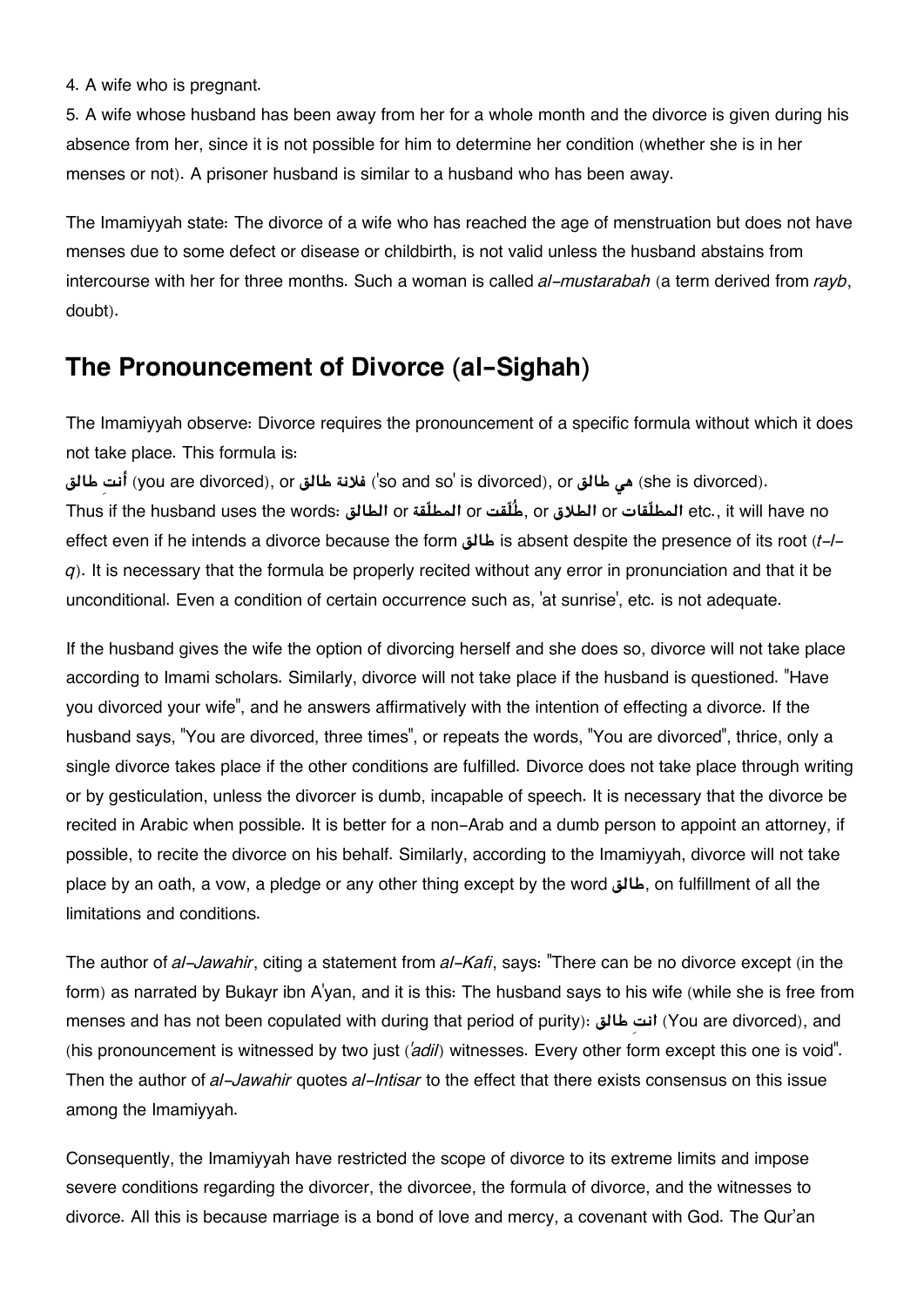4. A wife who is pregnant.

5. A wife whose husband has been away from her for a whole month and the divorce is given during his absence from her, since it is not possible for him to determine her condition (whether she is in her menses or not). A prisoner husband is similar to a husband who has been away.

The Imamiyyah state: The divorce of a wife who has reached the age of menstruation but does not have menses due to some defect or disease or childbirth, is not valid unless the husband abstains from intercourse with her for three months. Such a woman is called *al-mustarabah* (a term derived from *rayb*, doubt).

## The Pronouncement of Divorce (al-Sighah)

The Imamiyyah observe: Divorce requires the pronouncement of a specific formula without which it does not take place. This formula is:

أنتِ طالق (you are divorced), or فلانة طالق ('so and so' is divorced), or هي طالق (she is divorced). Thus if the husband uses the words: الطالق or المطلّقة or طُلّقت, or الطلاق or المطلّقات etc., it will have no effect even if he intends a divorce because the form طالق is absent despite the presence of its root (*t-l-q*). It is necessary that the formula be properly recited without any error in pronunciation and that it be unconditional. Even a condition of certain occurrence such as, 'at sunrise', etc. is not adequate.

If the husband gives the wife the option of divorcing herself and she does so, divorce will not take place according to Imami scholars. Similarly, divorce will not take place if the husband is questioned. "Have you divorced your wife", and he answers affirmatively with the intention of effecting a divorce. If the husband says, "You are divorced, three times", or repeats the words, "You are divorced", thrice, only a single divorce takes place if the other conditions are fulfilled. Divorce does not take place through writing or by gesticulation, unless the divorcer is dumb, incapable of speech. It is necessary that the divorce be recited in Arabic when possible. It is better for a non-Arab and a dumb person to appoint an attorney, if possible, to recite the divorce on his behalf. Similarly, according to the Imamiyyah, divorce will not take place by an oath, a vow, a pledge or any other thing except by the word طالق, on fulfillment of all the limitations and conditions.

The author of *al-Jawahir*, citing a statement from *al-Kafi*, says: "There can be no divorce except (in the form) as narrated by Bukayr ibn A'yan, and it is this: The husband says to his wife (while she is free from menses and has not been copulated with during that period of purity): انتِ طالق (You are divorced), and (his pronouncement is witnessed by two just (*'adil*) witnesses. Every other form except this one is void". Then the author of *al-Jawahir* quotes *al-Intisar* to the effect that there exists consensus on this issue among the Imamiyyah.

Consequently, the Imamiyyah have restricted the scope of divorce to its extreme limits and impose severe conditions regarding the divorcer, the divorcee, the formula of divorce, and the witnesses to divorce. All this is because marriage is a bond of love and mercy, a covenant with God. The Qur'an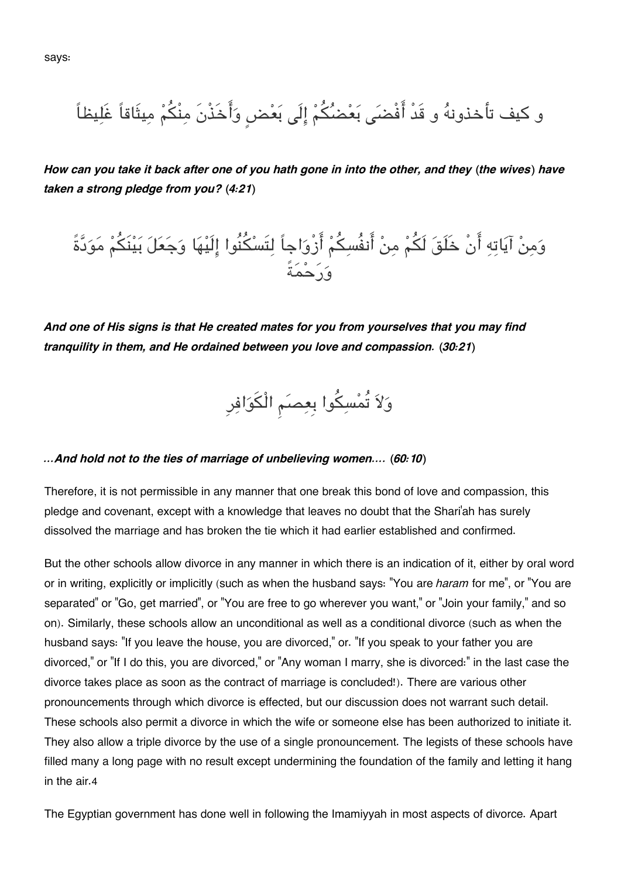says:

و كيف تأخذونهُ و قَدْ أَفْضَى بَعْضُكُمْ إِلَى بَعْضٍ وَأَخَذْنَ مِنْكُمْ مِيثَاقاً غَلِيظاً

***How can you take it back after one of you hath gone in into the other, and they (the wives) have taken a strong pledge from you? (4:21)***

وَمِنْ آيَاتِهِ أَنْ خَلَقَ لَكُمْ مِنْ أَنفُسِكُمْ أَزْوَاجاً لِتَسْكُنُوا إِلَيْهَا وَجَعَلَ بَيْنَكُمْ مَوَدَّةً وَرَحْمَةً

***And one of His signs is that He created mates for you from yourselves that you may find tranquility in them, and He ordained between you love and compassion. (30:21)***

وَلاَ تُمْسِكُوا بِعِصَمِ الْكَوَافِرِ

***...And hold not to the ties of marriage of unbelieving women.... (60:10)***

Therefore, it is not permissible in any manner that one break this bond of love and compassion, this pledge and covenant, except with a knowledge that leaves no doubt that the Shari'ah has surely dissolved the marriage and has broken the tie which it had earlier established and confirmed.

But the other schools allow divorce in any manner in which there is an indication of it, either by oral word or in writing, explicitly or implicitly (such as when the husband says: "You are *haram* for me", or "You are separated" or "Go, get married", or "You are free to go wherever you want," or "Join your family," and so on). Similarly, these schools allow an unconditional as well as a conditional divorce (such as when the husband says: "If you leave the house, you are divorced," or. "If you speak to your father you are divorced," or "If I do this, you are divorced," or "Any woman I marry, she is divorced:" in the last case the divorce takes place as soon as the contract of marriage is concluded!). There are various other pronouncements through which divorce is effected, but our discussion does not warrant such detail. These schools also permit a divorce in which the wife or someone else has been authorized to initiate it. They also allow a triple divorce by the use of a single pronouncement. The legists of these schools have filled many a long page with no result except undermining the foundation of the family and letting it hang in the air.[4]

The Egyptian government has done well in following the Imamiyyah in most aspects of divorce. Apart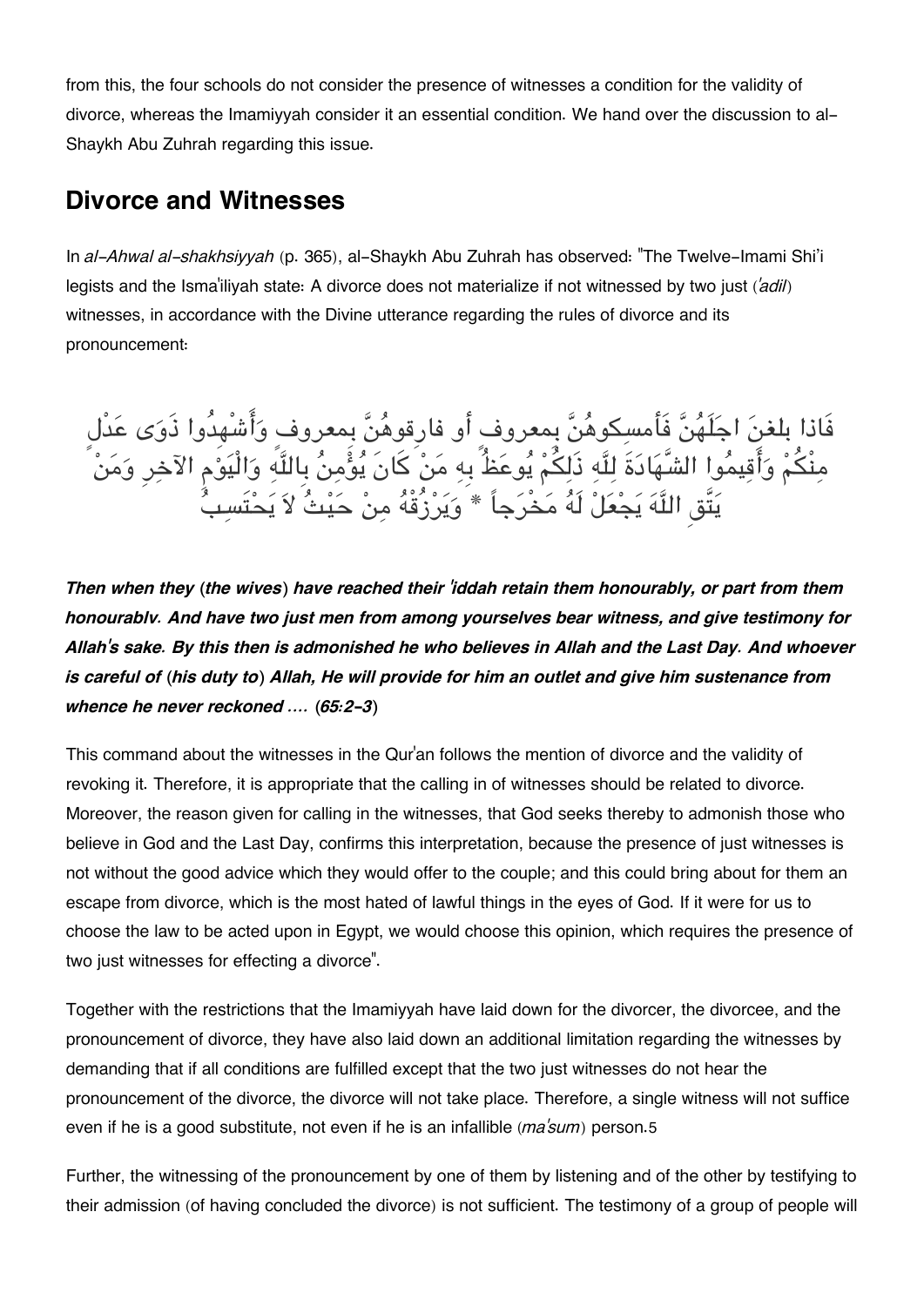from this, the four schools do not consider the presence of witnesses a condition for the validity of divorce, whereas the Imamiyyah consider it an essential condition. We hand over the discussion to al-Shaykh Abu Zuhrah regarding this issue.

## Divorce and Witnesses

In *al-Ahwal al-shakhsiyyah* (p. 365), al-Shaykh Abu Zuhrah has observed: "The Twelve-Imami Shi'i legists and the Isma'iliyah state: A divorce does not materialize if not witnessed by two just (*'adil*) witnesses, in accordance with the Divine utterance regarding the rules of divorce and its pronouncement:

فَاذا بلغنَ اجَلَهُنَّ فَأمسكوهُنَّ بمعروف أو فارقوهُنَّ بمعروف وَأَشْهِدُوا ذَوَى عَدْلٍ مِنْكُمْ وَأَقِيمُوا الشَّهَادَةَ لِلَّهِ ذَلِكُمْ يُوعَظُ بِهِ مَنْ كَانَ يُؤْمِنُ بِاللَّهِ وَالْيَوْمِ الآخِرِ وَمَنْ يَتَّقِ اللَّهَ يَجْعَلْ لَهُ مَخْرَجاً * وَيَرْزُقْهُ مِنْ حَيْثُ لاَ يَحْتَسِبُ

***Then when they (the wives) have reached their 'iddah retain them honourably, or part from them honourablv. And have two just men from among yourselves bear witness, and give testimony for Allah's sake. By this then is admonished he who believes in Allah and the Last Day. And whoever is careful of (his duty to) Allah, He will provide for him an outlet and give him sustenance from whence he never reckoned .... (65:2-3)***

This command about the witnesses in the Qur'an follows the mention of divorce and the validity of revoking it. Therefore, it is appropriate that the calling in of witnesses should be related to divorce. Moreover, the reason given for calling in the witnesses, that God seeks thereby to admonish those who believe in God and the Last Day, confirms this interpretation, because the presence of just witnesses is not without the good advice which they would offer to the couple; and this could bring about for them an escape from divorce, which is the most hated of lawful things in the eyes of God. If it were for us to choose the law to be acted upon in Egypt, we would choose this opinion, which requires the presence of two just witnesses for effecting a divorce".

Together with the restrictions that the Imamiyyah have laid down for the divorcer, the divorcee, and the pronouncement of divorce, they have also laid down an additional limitation regarding the witnesses by demanding that if all conditions are fulfilled except that the two just witnesses do not hear the pronouncement of the divorce, the divorce will not take place. Therefore, a single witness will not suffice even if he is a good substitute, not even if he is an infallible (*ma'sum*) person.[5]

Further, the witnessing of the pronouncement by one of them by listening and of the other by testifying to their admission (of having concluded the divorce) is not sufficient. The testimony of a group of people will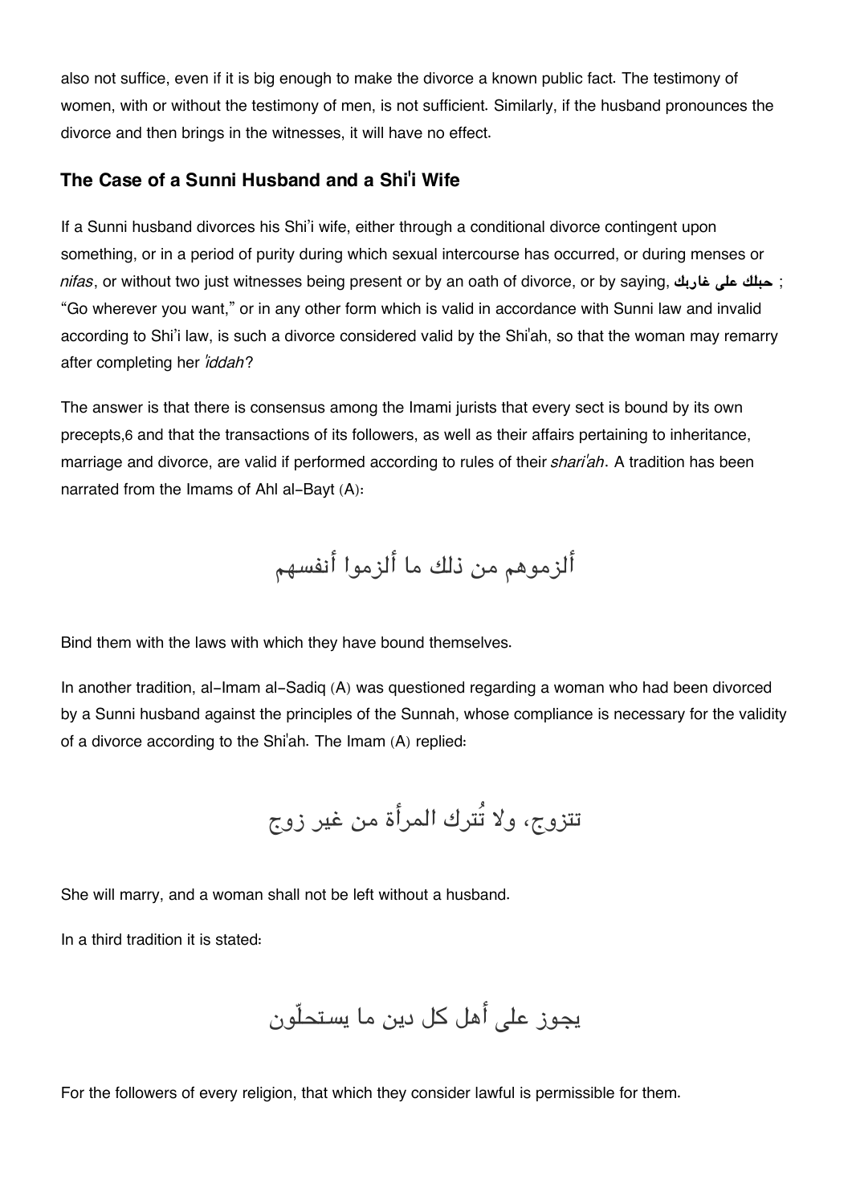also not suffice, even if it is big enough to make the divorce a known public fact. The testimony of women, with or without the testimony of men, is not sufficient. Similarly, if the husband pronounces the divorce and then brings in the witnesses, it will have no effect.

### The Case of a Sunni Husband and a Shi'i Wife

If a Sunni husband divorces his Shi'i wife, either through a conditional divorce contingent upon something, or in a period of purity during which sexual intercourse has occurred, or during menses or *nifas*, or without two just witnesses being present or by an oath of divorce, or by saying, **حبلك على غاربك** ; "Go wherever you want," or in any other form which is valid in accordance with Sunni law and invalid according to Shi'i law, is such a divorce considered valid by the Shi'ah, so that the woman may remarry after completing her *'iddah*?

The answer is that there is consensus among the Imami jurists that every sect is bound by its own precepts,6 and that the transactions of its followers, as well as their affairs pertaining to inheritance, marriage and divorce, are valid if performed according to rules of their *shari'ah*. A tradition has been narrated from the Imams of Ahl al-Bayt (A):

ألزموهم من ذلك ما ألزموا أنفسهم

Bind them with the laws with which they have bound themselves.

In another tradition, al-Imam al-Sadiq (A) was questioned regarding a woman who had been divorced by a Sunni husband against the principles of the Sunnah, whose compliance is necessary for the validity of a divorce according to the Shi'ah. The Imam (A) replied:

تتزوج، ولا تُترك المرأة من غير زوج

She will marry, and a woman shall not be left without a husband.

In a third tradition it is stated:

يجوز على أهل كل دين ما يستحلّون

For the followers of every religion, that which they consider lawful is permissible for them.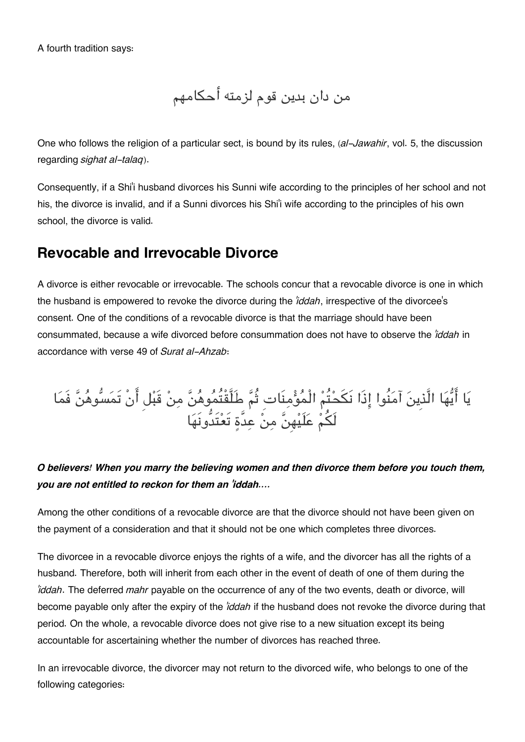A fourth tradition says:

من دان بدين قوم لزمته أحكامهم

One who follows the religion of a particular sect, is bound by its rules, (*al-Jawahir*, vol. 5, the discussion regarding *sighat al-talaq*).

Consequently, if a Shi'i husband divorces his Sunni wife according to the principles of her school and not his, the divorce is invalid, and if a Sunni divorces his Shi'i wife according to the principles of his own school, the divorce is valid.

## Revocable and Irrevocable Divorce

A divorce is either revocable or irrevocable. The schools concur that a revocable divorce is one in which the husband is empowered to revoke the divorce during the *'iddah*, irrespective of the divorcee's consent. One of the conditions of a revocable divorce is that the marriage should have been consummated, because a wife divorced before consummation does not have to observe the *'iddah* in accordance with verse 49 of *Surat al-Ahzab*:

يَا أَيُّهَا الَّذِينَ آمَنُوا إِذَا نَكَحْتُمُ الْمُؤْمِنَاتِ ثُمَّ طَلَّقْتُمُوهُنَّ مِنْ قَبْلِ أَنْ تَمَسُّوهُنَّ فَمَا لَكُمْ عَلَيْهِنَّ مِنْ عِدَّةٍ تَعْتَدُّونَهَا

***O believers! When you marry the believing women and then divorce them before you touch them, you are not entitled to reckon for them an 'iddah....***

Among the other conditions of a revocable divorce are that the divorce should not have been given on the payment of a consideration and that it should not be one which completes three divorces.

The divorcee in a revocable divorce enjoys the rights of a wife, and the divorcer has all the rights of a husband. Therefore, both will inherit from each other in the event of death of one of them during the *'iddah*. The deferred *mahr* payable on the occurrence of any of the two events, death or divorce, will become payable only after the expiry of the *'iddah* if the husband does not revoke the divorce during that period. On the whole, a revocable divorce does not give rise to a new situation except its being accountable for ascertaining whether the number of divorces has reached three.

In an irrevocable divorce, the divorcer may not return to the divorced wife, who belongs to one of the following categories: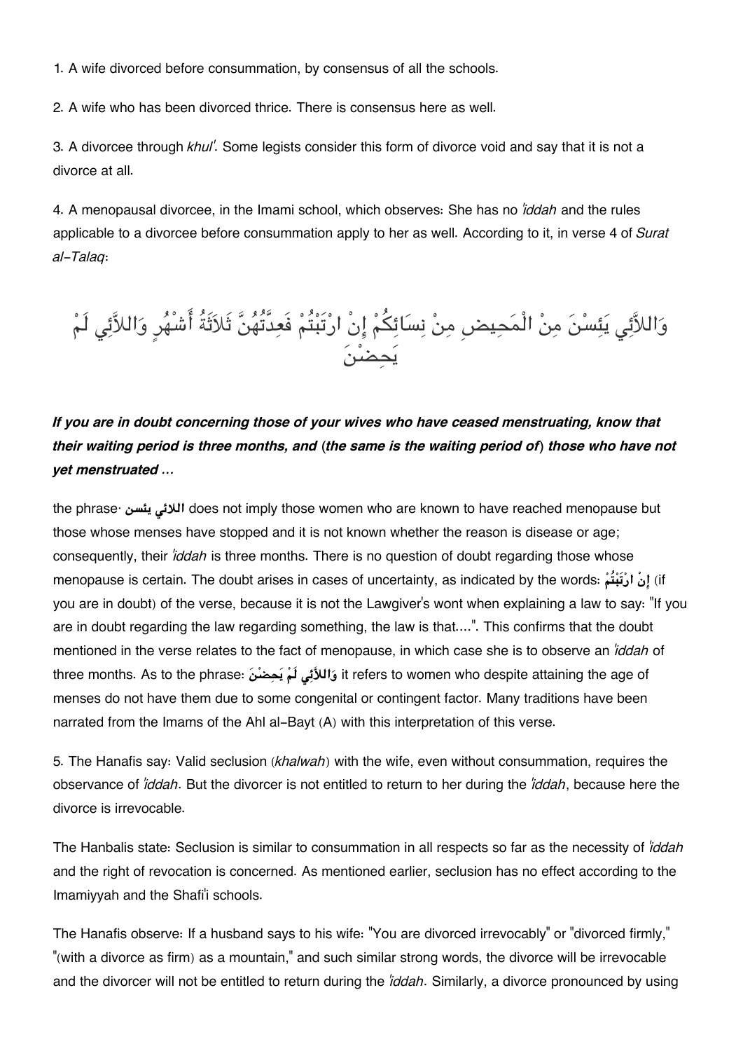1. A wife divorced before consummation, by consensus of all the schools.

2. A wife who has been divorced thrice. There is consensus here as well.

3. A divorcee through *khul'*. Some legists consider this form of divorce void and say that it is not a divorce at all.

4. A menopausal divorcee, in the Imami school, which observes: She has no *'iddah* and the rules applicable to a divorcee before consummation apply to her as well. According to it, in verse 4 of *Surat al-Talaq*:

وَاللاَّئِي يَئِسْنَ مِنْ الْمَحِيضِ مِنْ نِسَائِكُمْ إِنْ ارْتَبْتُمْ فَعِدَّتُهُنَّ ثَلاَثَةُ أَشْهُرٍ وَاللاَّئِي لَمْ يَحِضْنَ

***If you are in doubt concerning those of your wives who have ceased menstruating, know that their waiting period is three months, and (the same is the waiting period of) those who have not yet menstruated …***

the phrase· **اللائي يئسن** does not imply those women who are known to have reached menopause but those whose menses have stopped and it is not known whether the reason is disease or age; consequently, their *'iddah* is three months. There is no question of doubt regarding those whose menopause is certain. The doubt arises in cases of uncertainty, as indicated by the words: **إِنْ ارْتَبْتُمْ** (if you are in doubt) of the verse, because it is not the Lawgiver's wont when explaining a law to say: "If you are in doubt regarding the law regarding something, the law is that....". This confirms that the doubt mentioned in the verse relates to the fact of menopause, in which case she is to observe an *'iddah* of three months. As to the phrase: **وَاللائِي لَمْ يَحِضْنَ** it refers to women who despite attaining the age of menses do not have them due to some congenital or contingent factor. Many traditions have been narrated from the Imams of the Ahl al-Bayt (A) with this interpretation of this verse.

5. The Hanafis say: Valid seclusion (*khalwah*) with the wife, even without consummation, requires the observance of *'iddah*. But the divorcer is not entitled to return to her during the *'iddah*, because here the divorce is irrevocable.

The Hanbalis state: Seclusion is similar to consummation in all respects so far as the necessity of *'iddah* and the right of revocation is concerned. As mentioned earlier, seclusion has no effect according to the Imamiyyah and the Shafi'i schools.

The Hanafis observe: If a husband says to his wife: "You are divorced irrevocably" or "divorced firmly," "(with a divorce as firm) as a mountain," and such similar strong words, the divorce will be irrevocable and the divorcer will not be entitled to return during the *'iddah*. Similarly, a divorce pronounced by using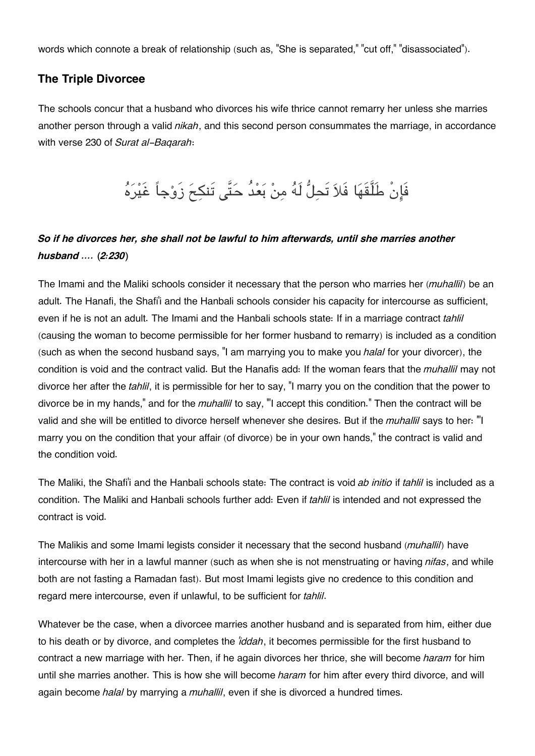words which connote a break of relationship (such as, "She is separated," "cut off," "disassociated").

### The Triple Divorcee

The schools concur that a husband who divorces his wife thrice cannot remarry her unless she marries another person through a valid *nikah*, and this second person consummates the marriage, in accordance with verse 230 of *Surat al-Baqarah*:

فَإِنْ طَلَّقَهَا فَلاَ تَحِلُّ لَهُ مِنْ بَعْدُ حَتَّى تَنكِحَ زَوْجاً غَيْرَهُ

***So if he divorces her, she shall not be lawful to him afterwards, until she marries another husband ....* (*2:230*)**

The Imami and the Maliki schools consider it necessary that the person who marries her (*muhallil*) be an adult. The Hanafi, the Shafi'i and the Hanbali schools consider his capacity for intercourse as sufficient, even if he is not an adult. The Imami and the Hanbali schools state: If in a marriage contract *tahlil* (causing the woman to become permissible for her former husband to remarry) is included as a condition (such as when the second husband says, "I am marrying you to make you *halal* for your divorcer), the condition is void and the contract valid. But the Hanafis add: If the woman fears that the *muhallil* may not divorce her after the *tahlil*, it is permissible for her to say, "I marry you on the condition that the power to divorce be in my hands," and for the *muhallil* to say, "'I accept this condition." Then the contract will be valid and she will be entitled to divorce herself whenever she desires. But if the *muhallil* says to her: "'I marry you on the condition that your affair (of divorce) be in your own hands," the contract is valid and the condition void.

The Maliki, the Shafi'i and the Hanbali schools state: The contract is void *ab initio* if *tahlil* is included as a condition. The Maliki and Hanbali schools further add: Even if *tahlil* is intended and not expressed the contract is void.

The Malikis and some Imami legists consider it necessary that the second husband (*muhallil*) have intercourse with her in a lawful manner (such as when she is not menstruating or having *nifas*, and while both are not fasting a Ramadan fast). But most Imami legists give no credence to this condition and regard mere intercourse, even if unlawful, to be sufficient for *tahlil*.

Whatever be the case, when a divorcee marries another husband and is separated from him, either due to his death or by divorce, and completes the *'iddah*, it becomes permissible for the first husband to contract a new marriage with her. Then, if he again divorces her thrice, she will become *haram* for him until she marries another. This is how she will become *haram* for him after every third divorce, and will again become *halal* by marrying a *muhallil*, even if she is divorced a hundred times.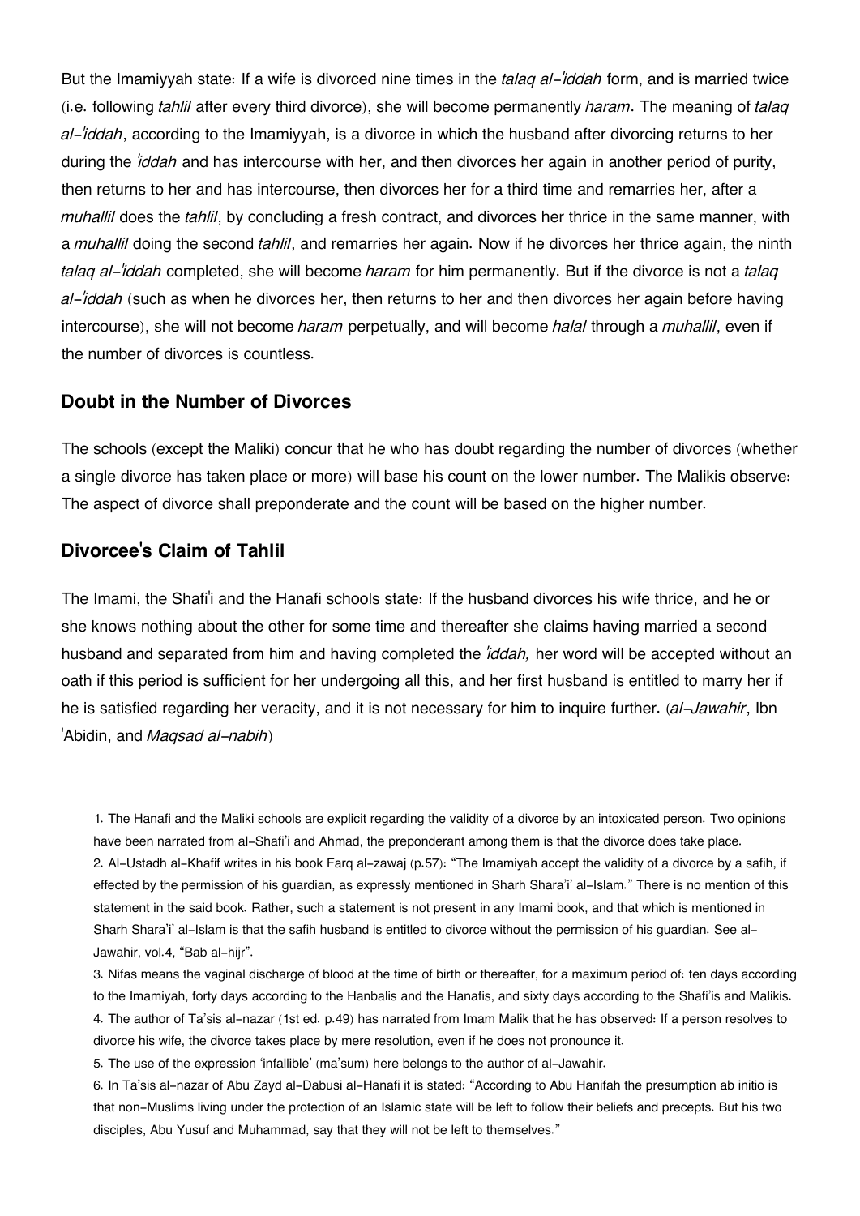But the Imamiyyah state: If a wife is divorced nine times in the *talaq al-'iddah* form, and is married twice (i.e. following *tahlil* after every third divorce), she will become permanently *haram*. The meaning of *talaq al-'iddah*, according to the Imamiyyah, is a divorce in which the husband after divorcing returns to her during the *'iddah* and has intercourse with her, and then divorces her again in another period of purity, then returns to her and has intercourse, then divorces her for a third time and remarries her, after a *muhallil* does the *tahlil*, by concluding a fresh contract, and divorces her thrice in the same manner, with a *muhallil* doing the second *tahlil*, and remarries her again. Now if he divorces her thrice again, the ninth *talaq al-'iddah* completed, she will become *haram* for him permanently. But if the divorce is not a *talaq al-'iddah* (such as when he divorces her, then returns to her and then divorces her again before having intercourse), she will not become *haram* perpetually, and will become *halal* through a *muhallil*, even if the number of divorces is countless.

### Doubt in the Number of Divorces

The schools (except the Maliki) concur that he who has doubt regarding the number of divorces (whether a single divorce has taken place or more) will base his count on the lower number. The Malikis observe: The aspect of divorce shall preponderate and the count will be based on the higher number.

### Divorcee's Claim of Tahlil

The Imami, the Shafi'i and the Hanafi schools state: If the husband divorces his wife thrice, and he or she knows nothing about the other for some time and thereafter she claims having married a second husband and separated from him and having completed the *'iddah,* her word will be accepted without an oath if this period is sufficient for her undergoing all this, and her first husband is entitled to marry her if he is satisfied regarding her veracity, and it is not necessary for him to inquire further. (*al-Jawahir*, Ibn 'Abidin, and *Maqsad al-nabih*)

---

1. The Hanafi and the Maliki schools are explicit regarding the validity of a divorce by an intoxicated person. Two opinions have been narrated from al-Shafi'i and Ahmad, the preponderant among them is that the divorce does take place.
2. Al-Ustadh al-Khafif writes in his book Farq al-zawaj (p.57): "The Imamiyah accept the validity of a divorce by a safih, if effected by the permission of his guardian, as expressly mentioned in Sharh Shara'i' al-Islam." There is no mention of this statement in the said book. Rather, such a statement is not present in any Imami book, and that which is mentioned in Sharh Shara'i' al-Islam is that the safih husband is entitled to divorce without the permission of his guardian. See al-Jawahir, vol.4, "Bab al-hijr".
3. Nifas means the vaginal discharge of blood at the time of birth or thereafter, for a maximum period of: ten days according to the Imamiyah, forty days according to the Hanbalis and the Hanafis, and sixty days according to the Shafi'is and Malikis.
4. The author of Ta'sis al-nazar (1st ed. p.49) has narrated from Imam Malik that he has observed: If a person resolves to divorce his wife, the divorce takes place by mere resolution, even if he does not pronounce it.
5. The use of the expression 'infallible' (ma'sum) here belongs to the author of al-Jawahir.
6. In Ta'sis al-nazar of Abu Zayd al-Dabusi al-Hanafi it is stated: "According to Abu Hanifah the presumption ab initio is that non-Muslims living under the protection of an Islamic state will be left to follow their beliefs and precepts. But his two disciples, Abu Yusuf and Muhammad, say that they will not be left to themselves."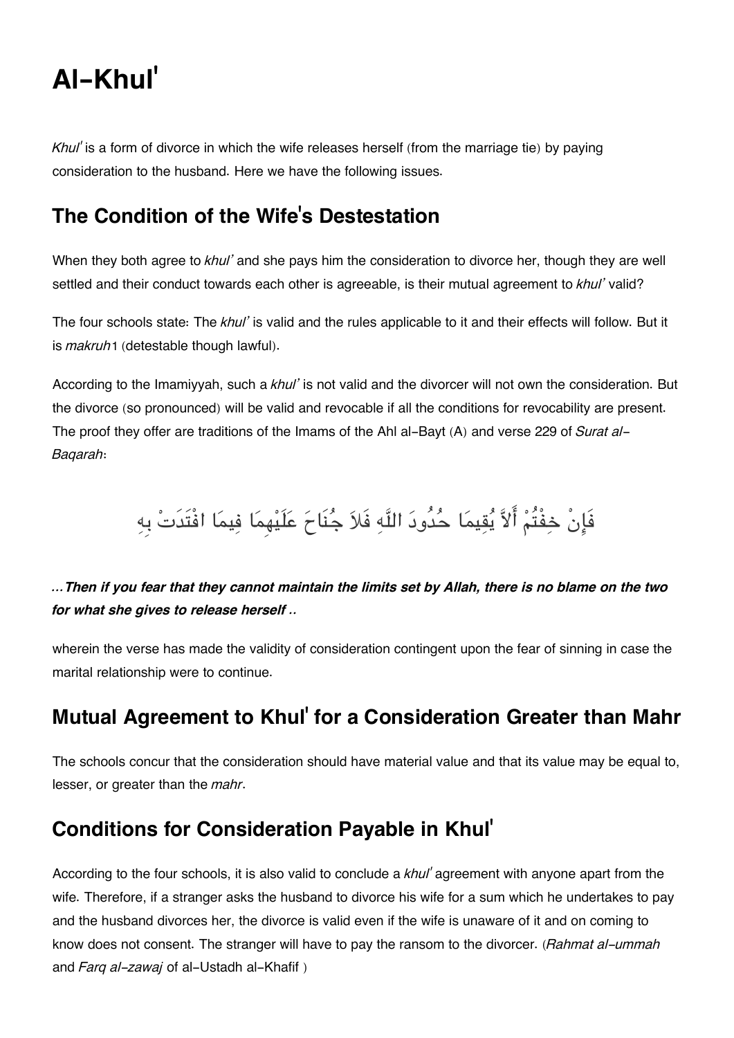# Al-Khul'

*Khul'* is a form of divorce in which the wife releases herself (from the marriage tie) by paying consideration to the husband. Here we have the following issues.

## The Condition of the Wife's Destestation

When they both agree to *khul'* and she pays him the consideration to divorce her, though they are well settled and their conduct towards each other is agreeable, is their mutual agreement to *khul'* valid?

The four schools state: The *khul'* is valid and the rules applicable to it and their effects will follow. But it is *makruh*1 (detestable though lawful).

According to the Imamiyyah, such a *khul'* is not valid and the divorcer will not own the consideration. But the divorce (so pronounced) will be valid and revocable if all the conditions for revocability are present. The proof they offer are traditions of the Imams of the Ahl al-Bayt (A) and verse 229 of *Surat al-Baqarah*:

فَإِنْ خِفْتُمْ أَلاَّ يُقِيمَا حُدُودَ اللَّهِ فَلاَ جُنَاحَ عَلَيْهِمَا فِيمَا افْتَدَتْ بِهِ

***...Then if you fear that they cannot maintain the limits set by Allah, there is no blame on the two for what she gives to release herself ..***

wherein the verse has made the validity of consideration contingent upon the fear of sinning in case the marital relationship were to continue.

## Mutual Agreement to Khul' for a Consideration Greater than Mahr

The schools concur that the consideration should have material value and that its value may be equal to, lesser, or greater than the *mahr*.

## Conditions for Consideration Payable in Khul'

According to the four schools, it is also valid to conclude a *khul'* agreement with anyone apart from the wife. Therefore, if a stranger asks the husband to divorce his wife for a sum which he undertakes to pay and the husband divorces her, the divorce is valid even if the wife is unaware of it and on coming to know does not consent. The stranger will have to pay the ransom to the divorcer. (*Rahmat al-ummah* and *Farq al-zawaj* of al-Ustadh al-Khafif )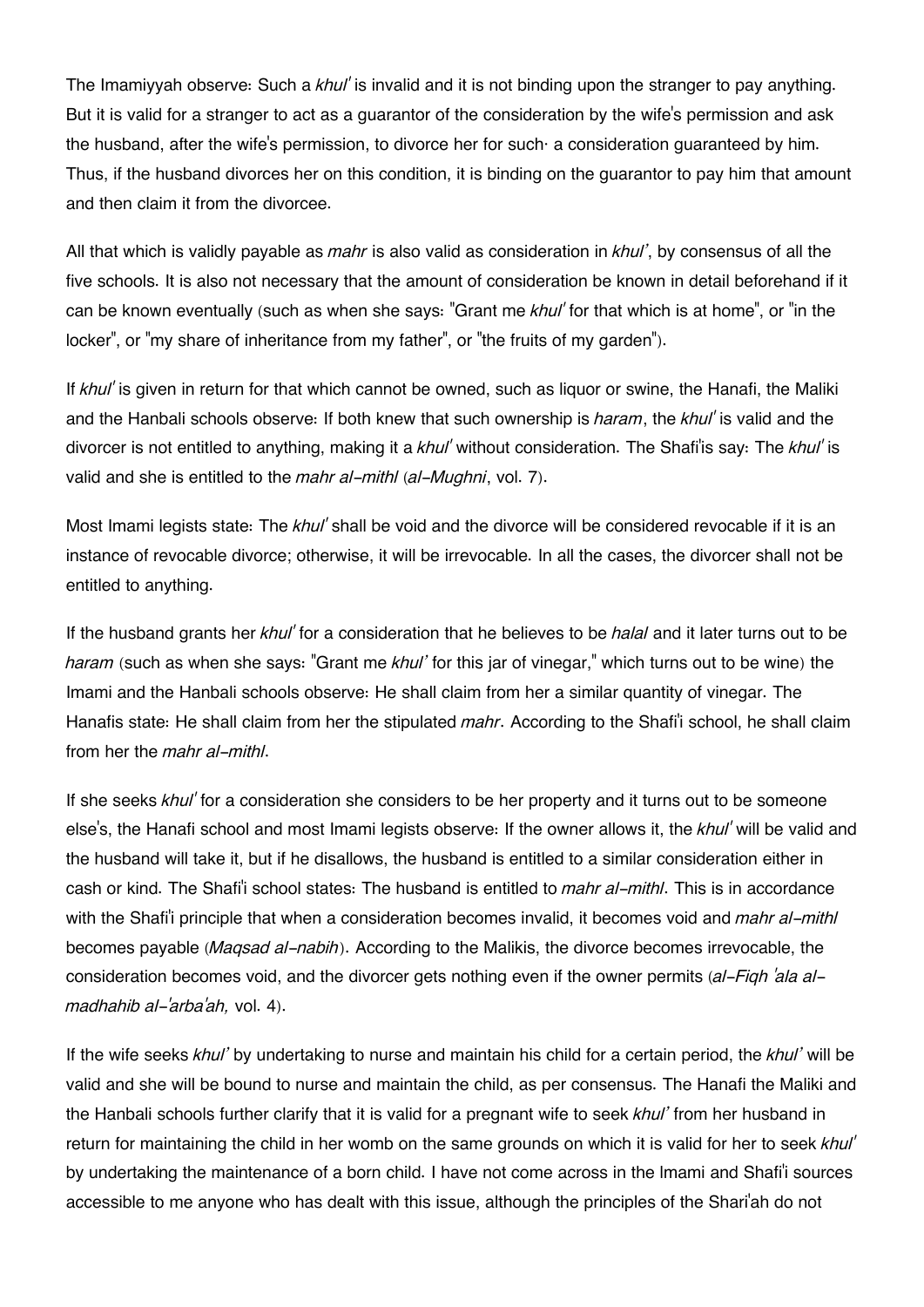The Imamiyyah observe: Such a *khul'* is invalid and it is not binding upon the stranger to pay anything. But it is valid for a stranger to act as a guarantor of the consideration by the wife's permission and ask the husband, after the wife's permission, to divorce her for such· a consideration guaranteed by him. Thus, if the husband divorces her on this condition, it is binding on the guarantor to pay him that amount and then claim it from the divorcee.

All that which is validly payable as *mahr* is also valid as consideration in *khul'*, by consensus of all the five schools. It is also not necessary that the amount of consideration be known in detail beforehand if it can be known eventually (such as when she says: "Grant me *khul'* for that which is at home", or "in the locker", or "my share of inheritance from my father", or "the fruits of my garden").

If *khul'* is given in return for that which cannot be owned, such as liquor or swine, the Hanafi, the Maliki and the Hanbali schools observe: If both knew that such ownership is *haram*, the *khul'* is valid and the divorcer is not entitled to anything, making it a *khul'* without consideration. The Shafi'is say: The *khul'* is valid and she is entitled to the *mahr al-mithl* (*al-Mughni*, vol. 7).

Most Imami legists state: The *khul'* shall be void and the divorce will be considered revocable if it is an instance of revocable divorce; otherwise, it will be irrevocable. In all the cases, the divorcer shall not be entitled to anything.

If the husband grants her *khul'* for a consideration that he believes to be *halal* and it later turns out to be *haram* (such as when she says: "Grant me *khul'* for this jar of vinegar," which turns out to be wine) the Imami and the Hanbali schools observe: He shall claim from her a similar quantity of vinegar. The Hanafis state: He shall claim from her the stipulated *mahr*. According to the Shafi'i school, he shall claim from her the *mahr al-mithl*.

If she seeks *khul'* for a consideration she considers to be her property and it turns out to be someone else's, the Hanafi school and most Imami legists observe: If the owner allows it, the *khul'* will be valid and the husband will take it, but if he disallows, the husband is entitled to a similar consideration either in cash or kind. The Shafi'i school states: The husband is entitled to *mahr al-mithl*. This is in accordance with the Shafi'i principle that when a consideration becomes invalid, it becomes void and *mahr al-mithl* becomes payable (*Maqsad al-nabih*). According to the Malikis, the divorce becomes irrevocable, the consideration becomes void, and the divorcer gets nothing even if the owner permits (*al-Fiqh 'ala al-madhahib al-'arba'ah,* vol. 4).

If the wife seeks *khul'* by undertaking to nurse and maintain his child for a certain period, the *khul'* will be valid and she will be bound to nurse and maintain the child, as per consensus. The Hanafi the Maliki and the Hanbali schools further clarify that it is valid for a pregnant wife to seek *khul'* from her husband in return for maintaining the child in her womb on the same grounds on which it is valid for her to seek *khul'* by undertaking the maintenance of a born child. I have not come across in the Imami and Shafi'i sources accessible to me anyone who has dealt with this issue, although the principles of the Shari'ah do not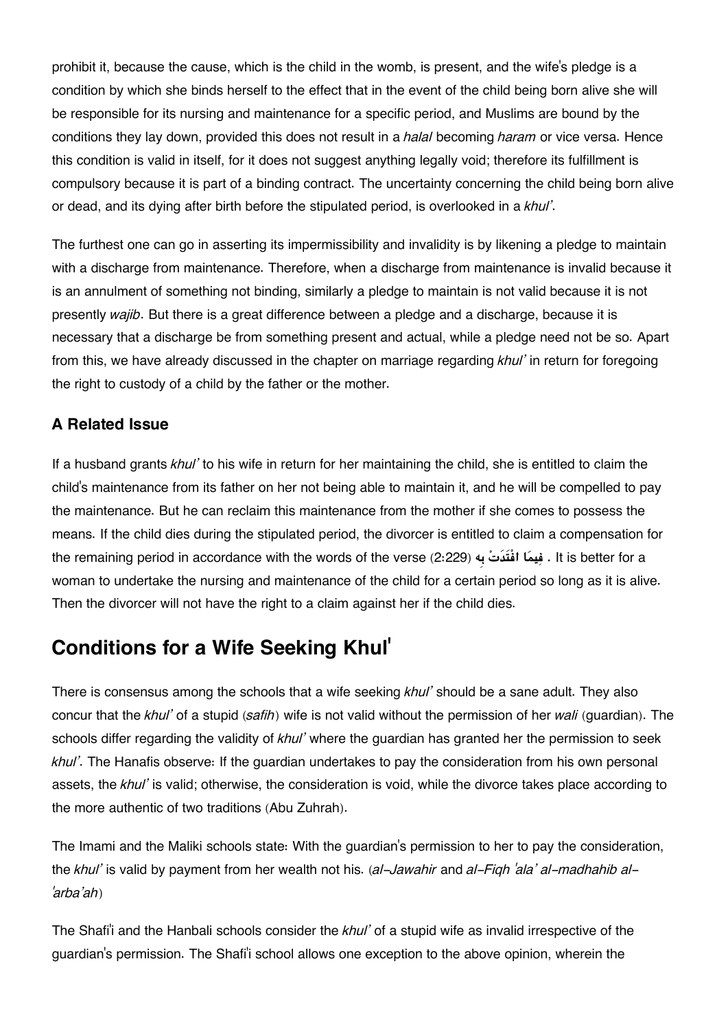prohibit it, because the cause, which is the child in the womb, is present, and the wife's pledge is a condition by which she binds herself to the effect that in the event of the child being born alive she will be responsible for its nursing and maintenance for a specific period, and Muslims are bound by the conditions they lay down, provided this does not result in a *halal* becoming *haram* or vice versa. Hence this condition is valid in itself, for it does not suggest anything legally void; therefore its fulfillment is compulsory because it is part of a binding contract. The uncertainty concerning the child being born alive or dead, and its dying after birth before the stipulated period, is overlooked in a *khul'*.

The furthest one can go in asserting its impermissibility and invalidity is by likening a pledge to maintain with a discharge from maintenance. Therefore, when a discharge from maintenance is invalid because it is an annulment of something not binding, similarly a pledge to maintain is not valid because it is not presently *wajib*. But there is a great difference between a pledge and a discharge, because it is necessary that a discharge be from something present and actual, while a pledge need not be so. Apart from this, we have already discussed in the chapter on marriage regarding *khul'* in return for foregoing the right to custody of a child by the father or the mother.

### A Related Issue

If a husband grants *khul'* to his wife in return for her maintaining the child, she is entitled to claim the child's maintenance from its father on her not being able to maintain it, and he will be compelled to pay the maintenance. But he can reclaim this maintenance from the mother if she comes to possess the means. If the child dies during the stipulated period, the divorcer is entitled to claim a compensation for the remaining period in accordance with the words of the verse (2:229) فِيمَا افْتَدَتْ بِه . It is better for a woman to undertake the nursing and maintenance of the child for a certain period so long as it is alive. Then the divorcer will not have the right to a claim against her if the child dies.

## Conditions for a Wife Seeking Khul'

There is consensus among the schools that a wife seeking *khul'* should be a sane adult. They also concur that the *khul'* of a stupid (*safih*) wife is not valid without the permission of her *wali* (guardian). The schools differ regarding the validity of *khul'* where the guardian has granted her the permission to seek *khul'*. The Hanafis observe: If the guardian undertakes to pay the consideration from his own personal assets, the *khul'* is valid; otherwise, the consideration is void, while the divorce takes place according to the more authentic of two traditions (Abu Zuhrah).

The Imami and the Maliki schools state: With the guardian's permission to her to pay the consideration, the *khul'* is valid by payment from her wealth not his. (*al-Jawahir* and *al-Fiqh 'ala' al-madhahib al-'arba'ah*)

The Shafi'i and the Hanbali schools consider the *khul'* of a stupid wife as invalid irrespective of the guardian's permission. The Shafi'i school allows one exception to the above opinion, wherein the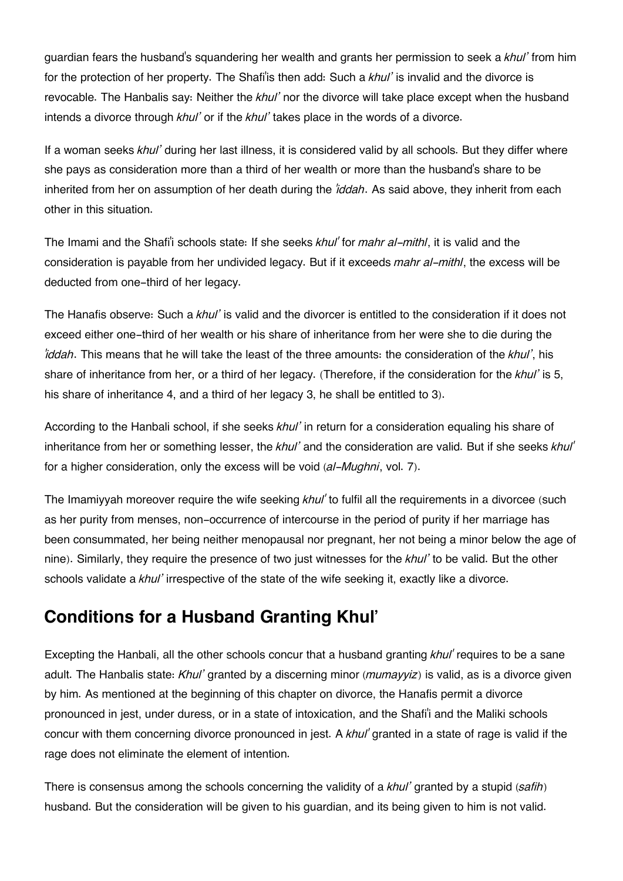guardian fears the husband's squandering her wealth and grants her permission to seek a *khul'* from him for the protection of her property. The Shafi'is then add: Such a *khul'* is invalid and the divorce is revocable. The Hanbalis say: Neither the *khul'* nor the divorce will take place except when the husband intends a divorce through *khul'* or if the *khul'* takes place in the words of a divorce.

If a woman seeks *khul'* during her last illness, it is considered valid by all schools. But they differ where she pays as consideration more than a third of her wealth or more than the husband's share to be inherited from her on assumption of her death during the *'iddah*. As said above, they inherit from each other in this situation.

The Imami and the Shafi'i schools state: If she seeks *khul'* for *mahr al-mithl*, it is valid and the consideration is payable from her undivided legacy. But if it exceeds *mahr al-mithl*, the excess will be deducted from one-third of her legacy.

The Hanafis observe: Such a *khul'* is valid and the divorcer is entitled to the consideration if it does not exceed either one-third of her wealth or his share of inheritance from her were she to die during the *'iddah*. This means that he will take the least of the three amounts: the consideration of the *khul'*, his share of inheritance from her, or a third of her legacy. (Therefore, if the consideration for the *khul'* is 5, his share of inheritance 4, and a third of her legacy 3, he shall be entitled to 3).

According to the Hanbali school, if she seeks *khul'* in return for a consideration equaling his share of inheritance from her or something lesser, the *khul'* and the consideration are valid. But if she seeks *khul'* for a higher consideration, only the excess will be void (*al-Mughni*, vol. 7).

The Imamiyyah moreover require the wife seeking *khul'* to fulfil all the requirements in a divorcee (such as her purity from menses, non-occurrence of intercourse in the period of purity if her marriage has been consummated, her being neither menopausal nor pregnant, her not being a minor below the age of nine). Similarly, they require the presence of two just witnesses for the *khul'* to be valid. But the other schools validate a *khul'* irrespective of the state of the wife seeking it, exactly like a divorce.

## Conditions for a Husband Granting Khul'

Excepting the Hanbali, all the other schools concur that a husband granting *khul'* requires to be a sane adult. The Hanbalis state: *Khul'* granted by a discerning minor (*mumayyiz*) is valid, as is a divorce given by him. As mentioned at the beginning of this chapter on divorce, the Hanafis permit a divorce pronounced in jest, under duress, or in a state of intoxication, and the Shafi'i and the Maliki schools concur with them concerning divorce pronounced in jest. A *khul'* granted in a state of rage is valid if the rage does not eliminate the element of intention.

There is consensus among the schools concerning the validity of a *khul'* granted by a stupid (*safih*) husband. But the consideration will be given to his guardian, and its being given to him is not valid.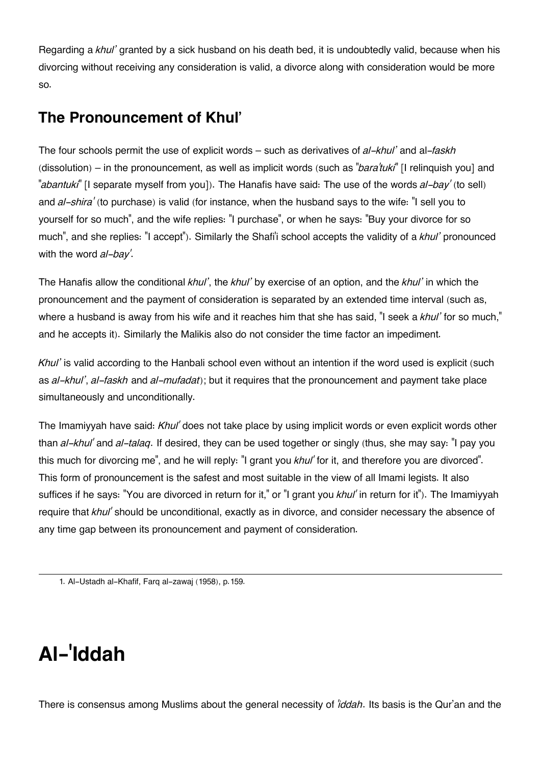Regarding a *khul'* granted by a sick husband on his death bed, it is undoubtedly valid, because when his divorcing without receiving any consideration is valid, a divorce along with consideration would be more so.

## The Pronouncement of Khul'

The four schools permit the use of explicit words – such as derivatives of *al-khul'* and al-*faskh* (dissolution) – in the pronouncement, as well as implicit words (such as "*bara'tuki*" [I relinquish you] and "*abantuki*" [I separate myself from you]). The Hanafis have said: The use of the words *al-bay'* (to sell) and *al-shira'* (to purchase) is valid (for instance, when the husband says to the wife: "I sell you to yourself for so much", and the wife replies: "I purchase", or when he says: "Buy your divorce for so much", and she replies: "I accept"). Similarly the Shafi'i school accepts the validity of a *khul'* pronounced with the word *al-bay'*.

The Hanafis allow the conditional *khul'*, the *khul'* by exercise of an option, and the *khul'* in which the pronouncement and the payment of consideration is separated by an extended time interval (such as, where a husband is away from his wife and it reaches him that she has said, "I seek a *khul'* for so much," and he accepts it). Similarly the Malikis also do not consider the time factor an impediment.

*Khul'* is valid according to the Hanbali school even without an intention if the word used is explicit (such as *al-khul'*, *al-faskh* and *al-mufadat*); but it requires that the pronouncement and payment take place simultaneously and unconditionally.

The Imamiyyah have said: *Khul'* does not take place by using implicit words or even explicit words other than *al-khul'* and *al-talaq*. If desired, they can be used together or singly (thus, she may say: "I pay you this much for divorcing me", and he will reply: "I grant you *khul'* for it, and therefore you are divorced". This form of pronouncement is the safest and most suitable in the view of all Imami legists. It also suffices if he says: "You are divorced in return for it," or "I grant you *khul'* in return for it"). The Imamiyyah require that *khul'* should be unconditional, exactly as in divorce, and consider necessary the absence of any time gap between its pronouncement and payment of consideration.

---

1. Al-Ustadh al-Khafif, Farq al-zawaj (1958), p.159.

# Al-'Iddah

There is consensus among Muslims about the general necessity of *'iddah*. Its basis is the Qur'an and the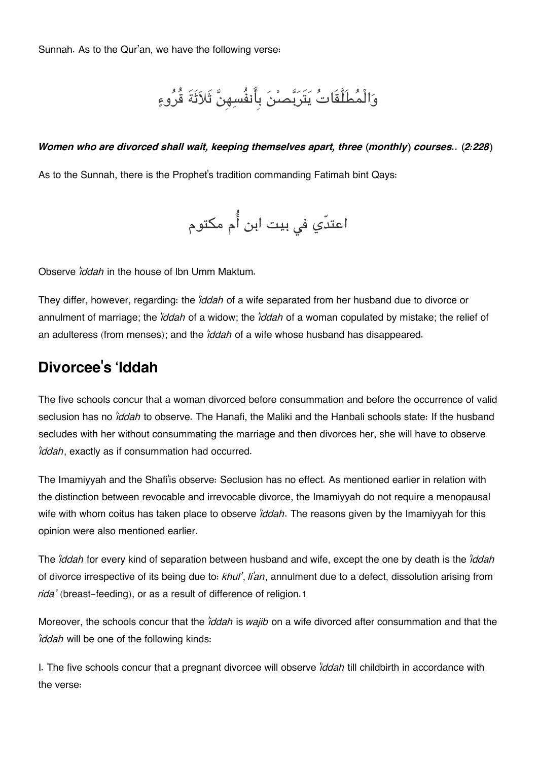Sunnah. As to the Qur'an, we have the following verse:

وَالْمُطَلَّقَاتُ يَتَرَبَّصْنَ بِأَنفُسِهِنَّ ثَلَاثَةَ قُرُوءٍ

***Women who are divorced shall wait, keeping themselves apart, three (monthly) courses.. (2:228)***

As to the Sunnah, there is the Prophet's tradition commanding Fatimah bint Qays:

اعتدّي في بيت ابن أُم مكتوم

Observe *'iddah* in the house of Ibn Umm Maktum.

They differ, however, regarding: the *'iddah* of a wife separated from her husband due to divorce or annulment of marriage; the *'iddah* of a widow; the *'iddah* of a woman copulated by mistake; the relief of an adulteress (from menses); and the *'iddah* of a wife whose husband has disappeared.

## Divorcee's 'Iddah

The five schools concur that a woman divorced before consummation and before the occurrence of valid seclusion has no *'iddah* to observe. The Hanafi, the Maliki and the Hanbali schools state: If the husband secludes with her without consummating the marriage and then divorces her, she will have to observe *'iddah*, exactly as if consummation had occurred.

The Imamiyyah and the Shafi'is observe: Seclusion has no effect. As mentioned earlier in relation with the distinction between revocable and irrevocable divorce, the Imamiyyah do not require a menopausal wife with whom coitus has taken place to observe *'iddah*. The reasons given by the Imamiyyah for this opinion were also mentioned earlier.

The *'iddah* for every kind of separation between husband and wife, except the one by death is the *'iddah* of divorce irrespective of its being due to: *khul'*, *li'an*, annulment due to a defect, dissolution arising from *rida'* (breast-feeding), or as a result of difference of religion.[1]

Moreover, the schools concur that the *'iddah* is *wajib* on a wife divorced after consummation and that the *'iddah* will be one of the following kinds:

I. The five schools concur that a pregnant divorcee will observe *'iddah* till childbirth in accordance with the verse: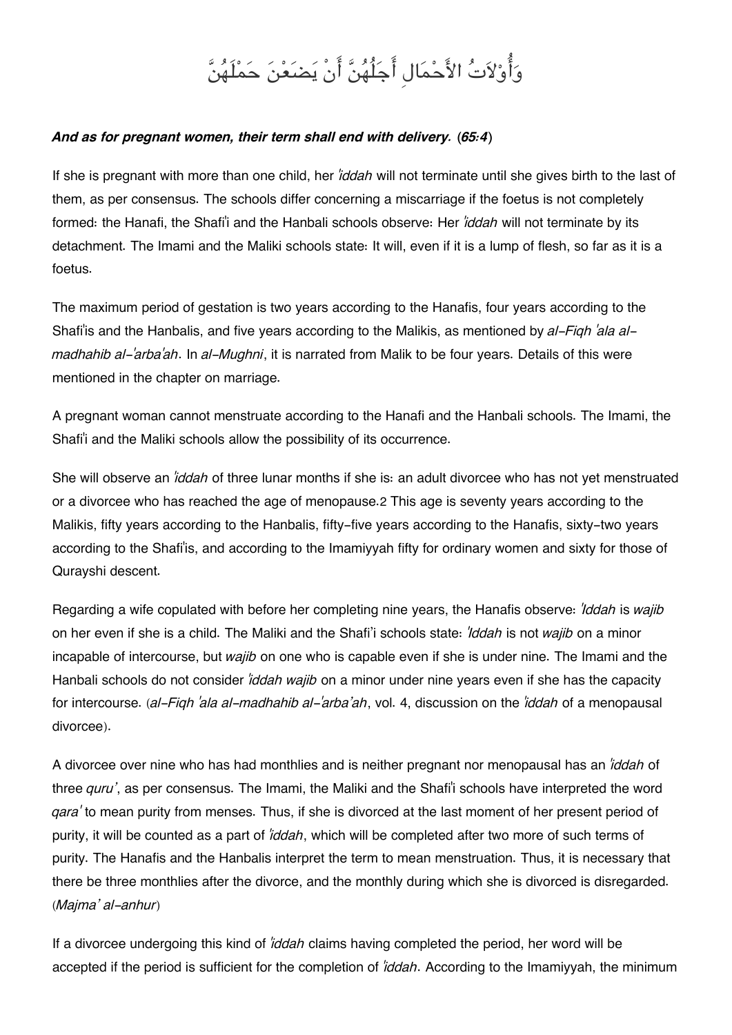وَأُوْلَاتُ الْأَحْمَالِ أَجَلُهُنَّ أَن يَضَعْنَ حَمْلَهُنَّ

***And as for pregnant women, their term shall end with delivery.* (*65:4*)**

If she is pregnant with more than one child, her *'iddah* will not terminate until she gives birth to the last of them, as per consensus. The schools differ concerning a miscarriage if the foetus is not completely formed: the Hanafi, the Shafi'i and the Hanbali schools observe: Her *'iddah* will not terminate by its detachment. The Imami and the Maliki schools state: It will, even if it is a lump of flesh, so far as it is a foetus.

The maximum period of gestation is two years according to the Hanafis, four years according to the Shafi'is and the Hanbalis, and five years according to the Malikis, as mentioned by *al-Fiqh 'ala al-madhahib al-'arba'ah*. In *al-Mughni*, it is narrated from Malik to be four years. Details of this were mentioned in the chapter on marriage.

A pregnant woman cannot menstruate according to the Hanafi and the Hanbali schools. The Imami, the Shafi'i and the Maliki schools allow the possibility of its occurrence.

She will observe an *'iddah* of three lunar months if she is: an adult divorcee who has not yet menstruated or a divorcee who has reached the age of menopause.2 This age is seventy years according to the Malikis, fifty years according to the Hanbalis, fifty-five years according to the Hanafis, sixty-two years according to the Shafi'is, and according to the Imamiyyah fifty for ordinary women and sixty for those of Qurayshi descent.

Regarding a wife copulated with before her completing nine years, the Hanafis observe: *'Iddah* is *wajib* on her even if she is a child. The Maliki and the Shafi'i schools state: *'Iddah* is not *wajib* on a minor incapable of intercourse, but *wajib* on one who is capable even if she is under nine. The Imami and the Hanbali schools do not consider *'iddah wajib* on a minor under nine years even if she has the capacity for intercourse. (*al-Fiqh 'ala al-madhahib al-'arba'ah*, vol. 4, discussion on the *'iddah* of a menopausal divorcee).

A divorcee over nine who has had monthlies and is neither pregnant nor menopausal has an *'iddah* of three *quru'*, as per consensus. The Imami, the Maliki and the Shafi'i schools have interpreted the word *qara'* to mean purity from menses. Thus, if she is divorced at the last moment of her present period of purity, it will be counted as a part of *'iddah*, which will be completed after two more of such terms of purity. The Hanafis and the Hanbalis interpret the term to mean menstruation. Thus, it is necessary that there be three monthlies after the divorce, and the monthly during which she is divorced is disregarded. (*Majma' al-anhur*)

If a divorcee undergoing this kind of *'iddah* claims having completed the period, her word will be accepted if the period is sufficient for the completion of *'iddah*. According to the Imamiyyah, the minimum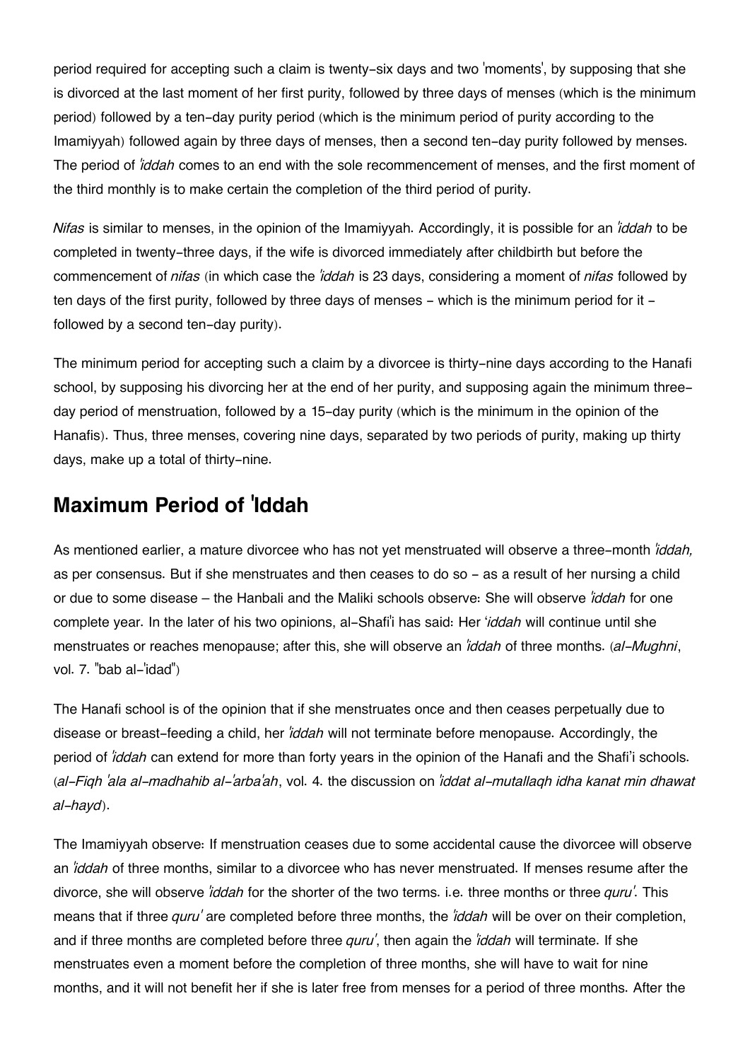period required for accepting such a claim is twenty-six days and two 'moments', by supposing that she is divorced at the last moment of her first purity, followed by three days of menses (which is the minimum period) followed by a ten-day purity period (which is the minimum period of purity according to the Imamiyyah) followed again by three days of menses, then a second ten-day purity followed by menses. The period of *'iddah* comes to an end with the sole recommencement of menses, and the first moment of the third monthly is to make certain the completion of the third period of purity.

*Nifas* is similar to menses, in the opinion of the Imamiyyah. Accordingly, it is possible for an *'iddah* to be completed in twenty-three days, if the wife is divorced immediately after childbirth but before the commencement of *nifas* (in which case the *'iddah* is 23 days, considering a moment of *nifas* followed by ten days of the first purity, followed by three days of menses - which is the minimum period for it - followed by a second ten-day purity).

The minimum period for accepting such a claim by a divorcee is thirty-nine days according to the Hanafi school, by supposing his divorcing her at the end of her purity, and supposing again the minimum three-day period of menstruation, followed by a 15-day purity (which is the minimum in the opinion of the Hanafis). Thus, three menses, covering nine days, separated by two periods of purity, making up thirty days, make up a total of thirty-nine.

## Maximum Period of 'Iddah

As mentioned earlier, a mature divorcee who has not yet menstruated will observe a three-month *'iddah,* as per consensus. But if she menstruates and then ceases to do so - as a result of her nursing a child or due to some disease – the Hanbali and the Maliki schools observe: She will observe *'iddah* for one complete year. In the later of his two opinions, al-Shafi'i has said: Her '*iddah* will continue until she menstruates or reaches menopause; after this, she will observe an *'iddah* of three months. (*al-Mughni*, vol. 7. "bab al-'idad")

The Hanafi school is of the opinion that if she menstruates once and then ceases perpetually due to disease or breast-feeding a child, her *'iddah* will not terminate before menopause. Accordingly, the period of *'iddah* can extend for more than forty years in the opinion of the Hanafi and the Shafi'i schools. (*al-Fiqh 'ala al-madhahib al-'arba'ah*, vol. 4. the discussion on *'iddat al-mutallaqh idha kanat min dhawat al-hayd*).

The Imamiyyah observe: If menstruation ceases due to some accidental cause the divorcee will observe an *'iddah* of three months, similar to a divorcee who has never menstruated. If menses resume after the divorce, she will observe *'iddah* for the shorter of the two terms. i.e. three months or three *quru'*. This means that if three *quru'* are completed before three months, the *'iddah* will be over on their completion, and if three months are completed before three *quru'*, then again the *'iddah* will terminate. If she menstruates even a moment before the completion of three months, she will have to wait for nine months, and it will not benefit her if she is later free from menses for a period of three months. After the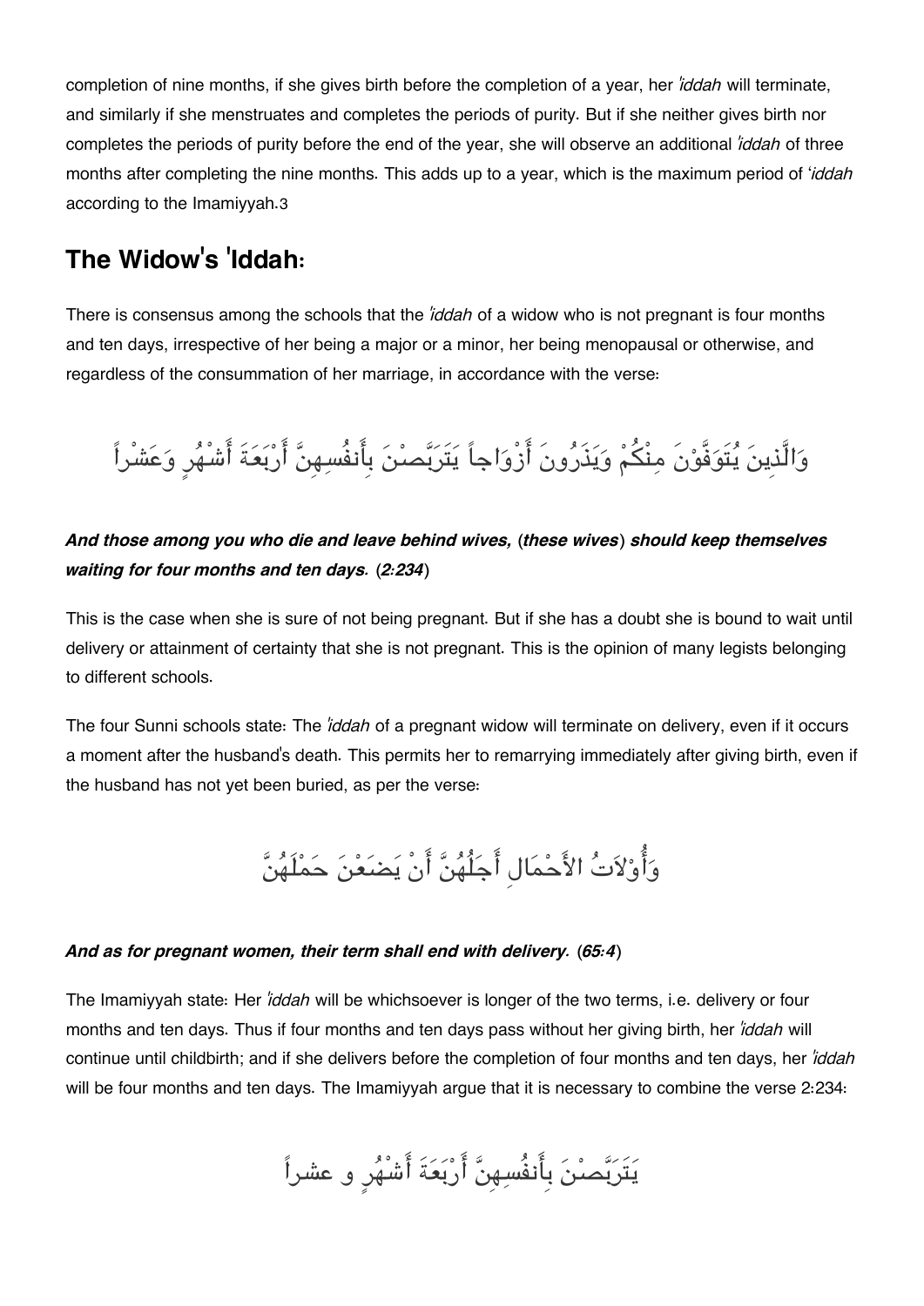completion of nine months, if she gives birth before the completion of a year, her *'iddah* will terminate, and similarly if she menstruates and completes the periods of purity. But if she neither gives birth nor completes the periods of purity before the end of the year, she will observe an additional *'iddah* of three months after completing the nine months. This adds up to a year, which is the maximum period of *'iddah* according to the Imamiyyah.[3]

## The Widow's 'Iddah:

There is consensus among the schools that the *'iddah* of a widow who is not pregnant is four months and ten days, irrespective of her being a major or a minor, her being menopausal or otherwise, and regardless of the consummation of her marriage, in accordance with the verse:

وَالَّذِينَ يُتَوَفَّوْنَ مِنْكُمْ وَيَذَرُونَ أَزْوَاجاً يَتَرَبَّصْنَ بِأَنفُسِهِنَّ أَرْبَعَةَ أَشْهُرٍ وَعَشْراً

***And those among you who die and leave behind wives, (these wives) should keep themselves waiting for four months and ten days. (2:234)***

This is the case when she is sure of not being pregnant. But if she has a doubt she is bound to wait until delivery or attainment of certainty that she is not pregnant. This is the opinion of many legists belonging to different schools.

The four Sunni schools state: The *'iddah* of a pregnant widow will terminate on delivery, even if it occurs a moment after the husband's death. This permits her to remarrying immediately after giving birth, even if the husband has not yet been buried, as per the verse:

وَأُوْلاَتُ الأَحْمَالِ أَجَلُهُنَّ أَنْ يَضَعْنَ حَمْلَهُنَّ

***And as for pregnant women, their term shall end with delivery. (65:4)***

The Imamiyyah state: Her *'iddah* will be whichsoever is longer of the two terms, i.e. delivery or four months and ten days. Thus if four months and ten days pass without her giving birth, her *'iddah* will continue until childbirth; and if she delivers before the completion of four months and ten days, her *'iddah* will be four months and ten days. The Imamiyyah argue that it is necessary to combine the verse 2:234:

يَتَرَبَّصْنَ بِأَنفُسِهِنَّ أَرْبَعَةَ أَشْهُرٍ و عشراً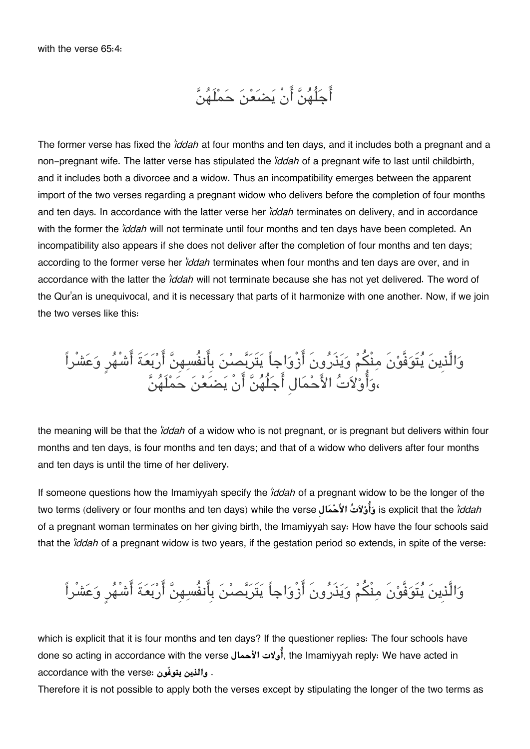with the verse 65:4:

أَجَلُهُنَّ أَنْ يَضَعْنَ حَمْلَهُنَّ

The former verse has fixed the *'iddah* at four months and ten days, and it includes both a pregnant and a non-pregnant wife. The latter verse has stipulated the *'iddah* of a pregnant wife to last until childbirth, and it includes both a divorcee and a widow. Thus an incompatibility emerges between the apparent import of the two verses regarding a pregnant widow who delivers before the completion of four months and ten days. In accordance with the latter verse her *'iddah* terminates on delivery, and in accordance with the former the *'iddah* will not terminate until four months and ten days have been completed. An incompatibility also appears if she does not deliver after the completion of four months and ten days; according to the former verse her *'iddah* terminates when four months and ten days are over, and in accordance with the latter the *'iddah* will not terminate because she has not yet delivered. The word of the Qur'an is unequivocal, and it is necessary that parts of it harmonize with one another. Now, if we join the two verses like this:

وَالَّذِينَ يُتَوَفَّوْنَ مِنْكُمْ وَيَذَرُونَ أَزْوَاجاً يَتَرَبَّصْنَ بِأَنفُسِهِنَّ أَرْبَعَةَ أَشْهُرٍ وَعَشْراً وَأُوْلاَتُ الأَحْمَالِ أَجَلُهُنَّ أَنْ يَضَعْنَ حَمْلَهُنَّ،

the meaning will be that the *'iddah* of a widow who is not pregnant, or is pregnant but delivers within four months and ten days, is four months and ten days; and that of a widow who delivers after four months and ten days is until the time of her delivery.

If someone questions how the Imamiyyah specify the *'iddah* of a pregnant widow to be the longer of the two terms (delivery or four months and ten days) while the verse **وَأُوْلاَتُ الأَحْمَالِ** is explicit that the *'iddah* of a pregnant woman terminates on her giving birth, the Imamiyyah say: How have the four schools said that the *'iddah* of a pregnant widow is two years, if the gestation period so extends, in spite of the verse:

وَالَّذِينَ يُتَوَفَّوْنَ مِنْكُمْ وَيَذَرُونَ أَزْوَاجاً يَتَرَبَّصْنَ بِأَنفُسِهِنَّ أَرْبَعَةَ أَشْهُرٍ وَعَشْراً

which is explicit that it is four months and ten days? If the questioner replies: The four schools have done so acting in accordance with the verse **أُولات الأحمال**, the Imamiyyah reply: We have acted in accordance with the verse: **والذين يتوفّون** .

Therefore it is not possible to apply both the verses except by stipulating the longer of the two terms as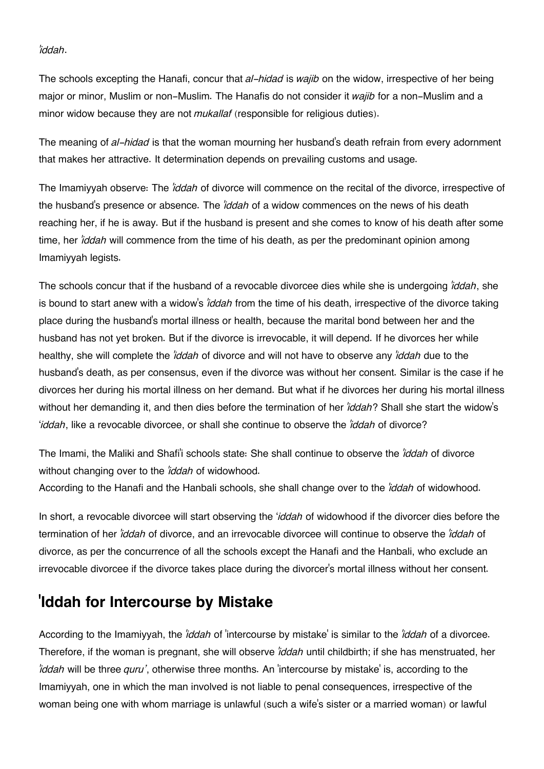*'iddah*.

The schools excepting the Hanafi, concur that *al-hidad* is *wajib* on the widow, irrespective of her being major or minor, Muslim or non-Muslim. The Hanafis do not consider it *wajib* for a non-Muslim and a minor widow because they are not *mukallaf* (responsible for religious duties).

The meaning of *al-hidad* is that the woman mourning her husband's death refrain from every adornment that makes her attractive. It determination depends on prevailing customs and usage.

The Imamiyyah observe: The *'iddah* of divorce will commence on the recital of the divorce, irrespective of the husband's presence or absence. The *'iddah* of a widow commences on the news of his death reaching her, if he is away. But if the husband is present and she comes to know of his death after some time, her *'iddah* will commence from the time of his death, as per the predominant opinion among Imamiyyah legists.

The schools concur that if the husband of a revocable divorcee dies while she is undergoing *'iddah*, she is bound to start anew with a widow's *'iddah* from the time of his death, irrespective of the divorce taking place during the husband's mortal illness or health, because the marital bond between her and the husband has not yet broken. But if the divorce is irrevocable, it will depend. If he divorces her while healthy, she will complete the *'iddah* of divorce and will not have to observe any *'iddah* due to the husband's death, as per consensus, even if the divorce was without her consent. Similar is the case if he divorces her during his mortal illness on her demand. But what if he divorces her during his mortal illness without her demanding it, and then dies before the termination of her *'iddah*? Shall she start the widow's '*iddah*, like a revocable divorcee, or shall she continue to observe the *'iddah* of divorce?

The Imami, the Maliki and Shafi'i schools state: She shall continue to observe the *'iddah* of divorce without changing over to the *'iddah* of widowhood.
According to the Hanafi and the Hanbali schools, she shall change over to the *'iddah* of widowhood.

In short, a revocable divorcee will start observing the '*iddah* of widowhood if the divorcer dies before the termination of her *'iddah* of divorce, and an irrevocable divorcee will continue to observe the *'iddah* of divorce, as per the concurrence of all the schools except the Hanafi and the Hanbali, who exclude an irrevocable divorcee if the divorce takes place during the divorcer's mortal illness without her consent.

## 'Iddah for Intercourse by Mistake

According to the Imamiyyah, the *'iddah* of 'intercourse by mistake' is similar to the *'iddah* of a divorcee. Therefore, if the woman is pregnant, she will observe *'iddah* until childbirth; if she has menstruated, her *'iddah* will be three *quru'*, otherwise three months. An 'intercourse by mistake' is, according to the Imamiyyah, one in which the man involved is not liable to penal consequences, irrespective of the woman being one with whom marriage is unlawful (such a wife's sister or a married woman) or lawful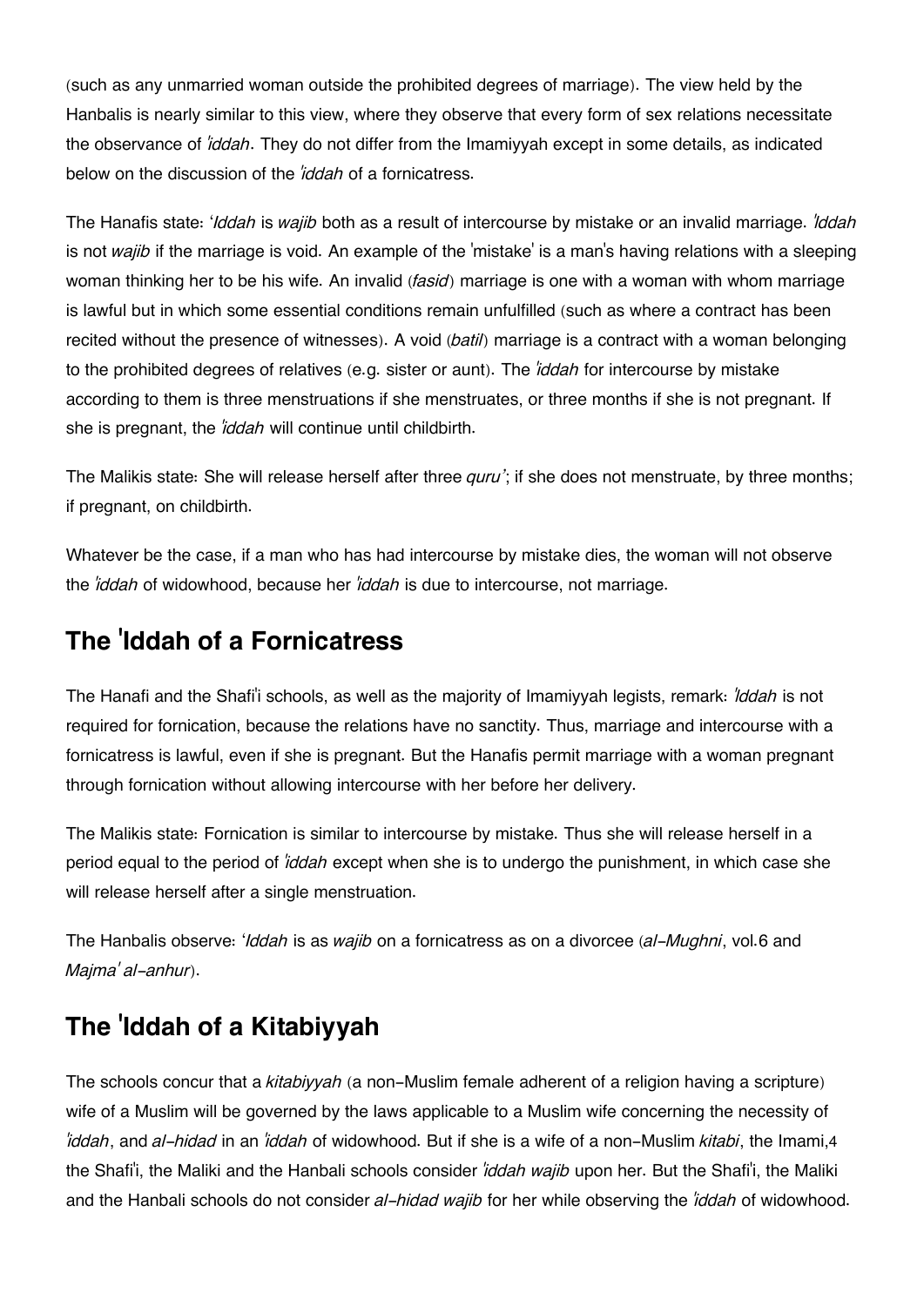(such as any unmarried woman outside the prohibited degrees of marriage). The view held by the Hanbalis is nearly similar to this view, where they observe that every form of sex relations necessitate the observance of *'iddah*. They do not differ from the Imamiyyah except in some details, as indicated below on the discussion of the *'iddah* of a fornicatress.

The Hanafis state: '*Iddah* is *wajib* both as a result of intercourse by mistake or an invalid marriage. *'Iddah* is not *wajib* if the marriage is void. An example of the 'mistake' is a man's having relations with a sleeping woman thinking her to be his wife. An invalid (*fasid*) marriage is one with a woman with whom marriage is lawful but in which some essential conditions remain unfulfilled (such as where a contract has been recited without the presence of witnesses). A void (*batil*) marriage is a contract with a woman belonging to the prohibited degrees of relatives (e.g. sister or aunt). The *'iddah* for intercourse by mistake according to them is three menstruations if she menstruates, or three months if she is not pregnant. If she is pregnant, the *'iddah* will continue until childbirth.

The Malikis state: She will release herself after three *quru'*; if she does not menstruate, by three months; if pregnant, on childbirth.

Whatever be the case, if a man who has had intercourse by mistake dies, the woman will not observe the *'iddah* of widowhood, because her *'iddah* is due to intercourse, not marriage.

## The 'Iddah of a Fornicatress

The Hanafi and the Shafi'i schools, as well as the majority of Imamiyyah legists, remark: *'Iddah* is not required for fornication, because the relations have no sanctity. Thus, marriage and intercourse with a fornicatress is lawful, even if she is pregnant. But the Hanafis permit marriage with a woman pregnant through fornication without allowing intercourse with her before her delivery.

The Malikis state: Fornication is similar to intercourse by mistake. Thus she will release herself in a period equal to the period of *'iddah* except when she is to undergo the punishment, in which case she will release herself after a single menstruation.

The Hanbalis observe: '*Iddah* is as *wajib* on a fornicatress as on a divorcee (*al-Mughni*, vol.6 and *Majma' al-anhur*).

## The 'Iddah of a Kitabiyyah

The schools concur that a *kitabiyyah* (a non-Muslim female adherent of a religion having a scripture) wife of a Muslim will be governed by the laws applicable to a Muslim wife concerning the necessity of *'iddah*, and *al-hidad* in an *'iddah* of widowhood. But if she is a wife of a non-Muslim *kitabi*, the Imami,[4] the Shafi'i, the Maliki and the Hanbali schools consider *'iddah wajib* upon her. But the Shafi'i, the Maliki and the Hanbali schools do not consider *al-hidad wajib* for her while observing the *'iddah* of widowhood.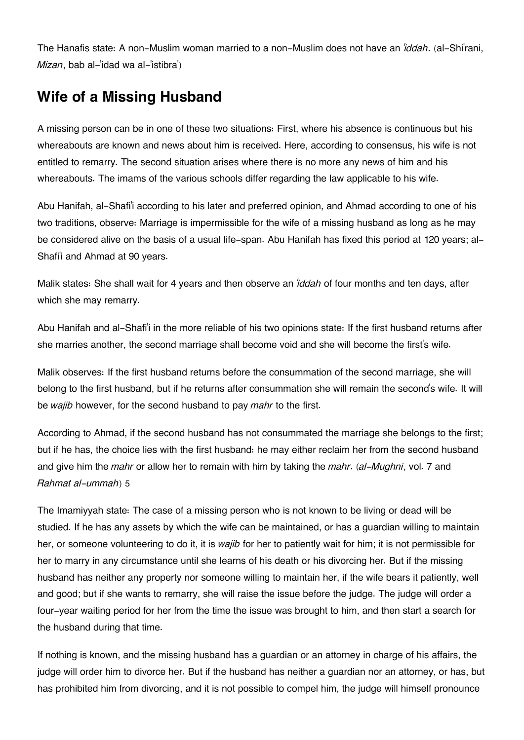The Hanafis state: A non-Muslim woman married to a non-Muslim does not have an *'iddah*. (al-Shi'rani, *Mizan*, bab al-'idad wa al-'istibra')

## Wife of a Missing Husband

A missing person can be in one of these two situations: First, where his absence is continuous but his whereabouts are known and news about him is received. Here, according to consensus, his wife is not entitled to remarry. The second situation arises where there is no more any news of him and his whereabouts. The imams of the various schools differ regarding the law applicable to his wife.

Abu Hanifah, al-Shafi'i according to his later and preferred opinion, and Ahmad according to one of his two traditions, observe: Marriage is impermissible for the wife of a missing husband as long as he may be considered alive on the basis of a usual life-span. Abu Hanifah has fixed this period at 120 years; al-Shafi'i and Ahmad at 90 years.

Malik states: She shall wait for 4 years and then observe an *'iddah* of four months and ten days, after which she may remarry.

Abu Hanifah and al-Shafi'i in the more reliable of his two opinions state: If the first husband returns after she marries another, the second marriage shall become void and she will become the first's wife.

Malik observes: If the first husband returns before the consummation of the second marriage, she will belong to the first husband, but if he returns after consummation she will remain the second's wife. It will be *wajib* however, for the second husband to pay *mahr* to the first.

According to Ahmad, if the second husband has not consummated the marriage she belongs to the first; but if he has, the choice lies with the first husband: he may either reclaim her from the second husband and give him the *mahr* or allow her to remain with him by taking the *mahr*. (*al-Mughni*, vol. 7 and *Rahmat al-ummah*) 5

The Imamiyyah state: The case of a missing person who is not known to be living or dead will be studied. If he has any assets by which the wife can be maintained, or has a guardian willing to maintain her, or someone volunteering to do it, it is *wajib* for her to patiently wait for him; it is not permissible for her to marry in any circumstance until she learns of his death or his divorcing her. But if the missing husband has neither any property nor someone willing to maintain her, if the wife bears it patiently, well and good; but if she wants to remarry, she will raise the issue before the judge. The judge will order a four-year waiting period for her from the time the issue was brought to him, and then start a search for the husband during that time.

If nothing is known, and the missing husband has a guardian or an attorney in charge of his affairs, the judge will order him to divorce her. But if the husband has neither a guardian nor an attorney, or has, but has prohibited him from divorcing, and it is not possible to compel him, the judge will himself pronounce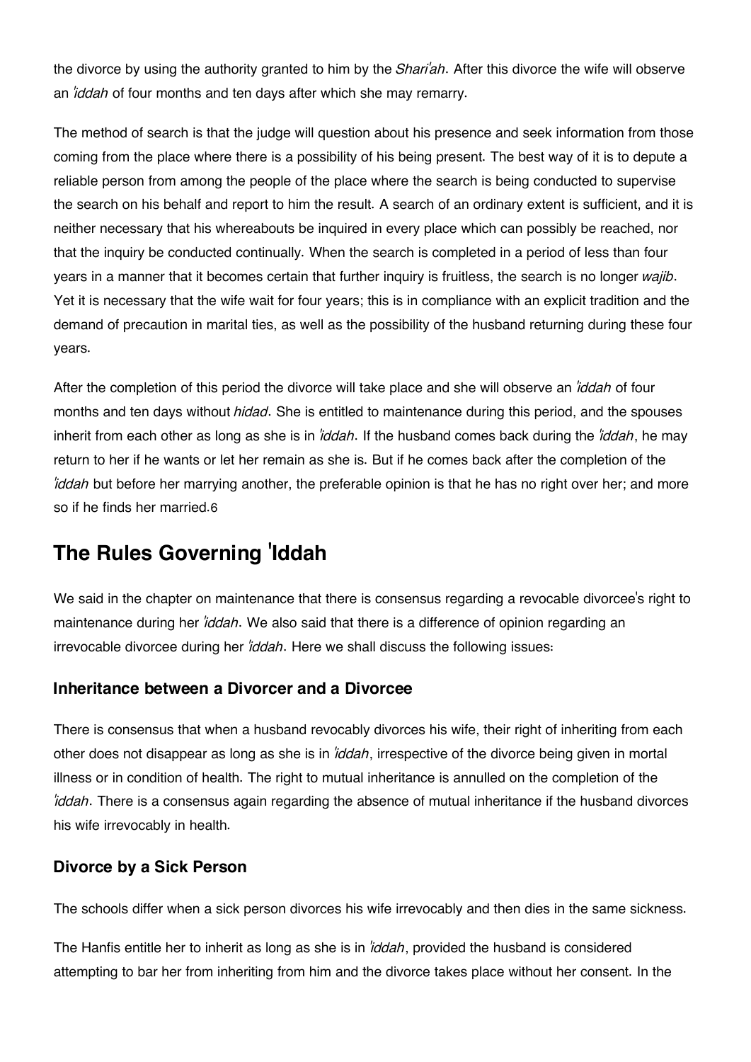the divorce by using the authority granted to him by the *Shari'ah*. After this divorce the wife will observe an *'iddah* of four months and ten days after which she may remarry.

The method of search is that the judge will question about his presence and seek information from those coming from the place where there is a possibility of his being present. The best way of it is to depute a reliable person from among the people of the place where the search is being conducted to supervise the search on his behalf and report to him the result. A search of an ordinary extent is sufficient, and it is neither necessary that his whereabouts be inquired in every place which can possibly be reached, nor that the inquiry be conducted continually. When the search is completed in a period of less than four years in a manner that it becomes certain that further inquiry is fruitless, the search is no longer *wajib*. Yet it is necessary that the wife wait for four years; this is in compliance with an explicit tradition and the demand of precaution in marital ties, as well as the possibility of the husband returning during these four years.

After the completion of this period the divorce will take place and she will observe an *'iddah* of four months and ten days without *hidad*. She is entitled to maintenance during this period, and the spouses inherit from each other as long as she is in *'iddah*. If the husband comes back during the *'iddah*, he may return to her if he wants or let her remain as she is. But if he comes back after the completion of the *'iddah* but before her marrying another, the preferable opinion is that he has no right over her; and more so if he finds her married.6

## The Rules Governing 'Iddah

We said in the chapter on maintenance that there is consensus regarding a revocable divorcee's right to maintenance during her *'iddah*. We also said that there is a difference of opinion regarding an irrevocable divorcee during her *'iddah*. Here we shall discuss the following issues:

### Inheritance between a Divorcer and a Divorcee

There is consensus that when a husband revocably divorces his wife, their right of inheriting from each other does not disappear as long as she is in *'iddah*, irrespective of the divorce being given in mortal illness or in condition of health. The right to mutual inheritance is annulled on the completion of the *'iddah*. There is a consensus again regarding the absence of mutual inheritance if the husband divorces his wife irrevocably in health.

### Divorce by a Sick Person

The schools differ when a sick person divorces his wife irrevocably and then dies in the same sickness.

The Hanfis entitle her to inherit as long as she is in *'iddah*, provided the husband is considered attempting to bar her from inheriting from him and the divorce takes place without her consent. In the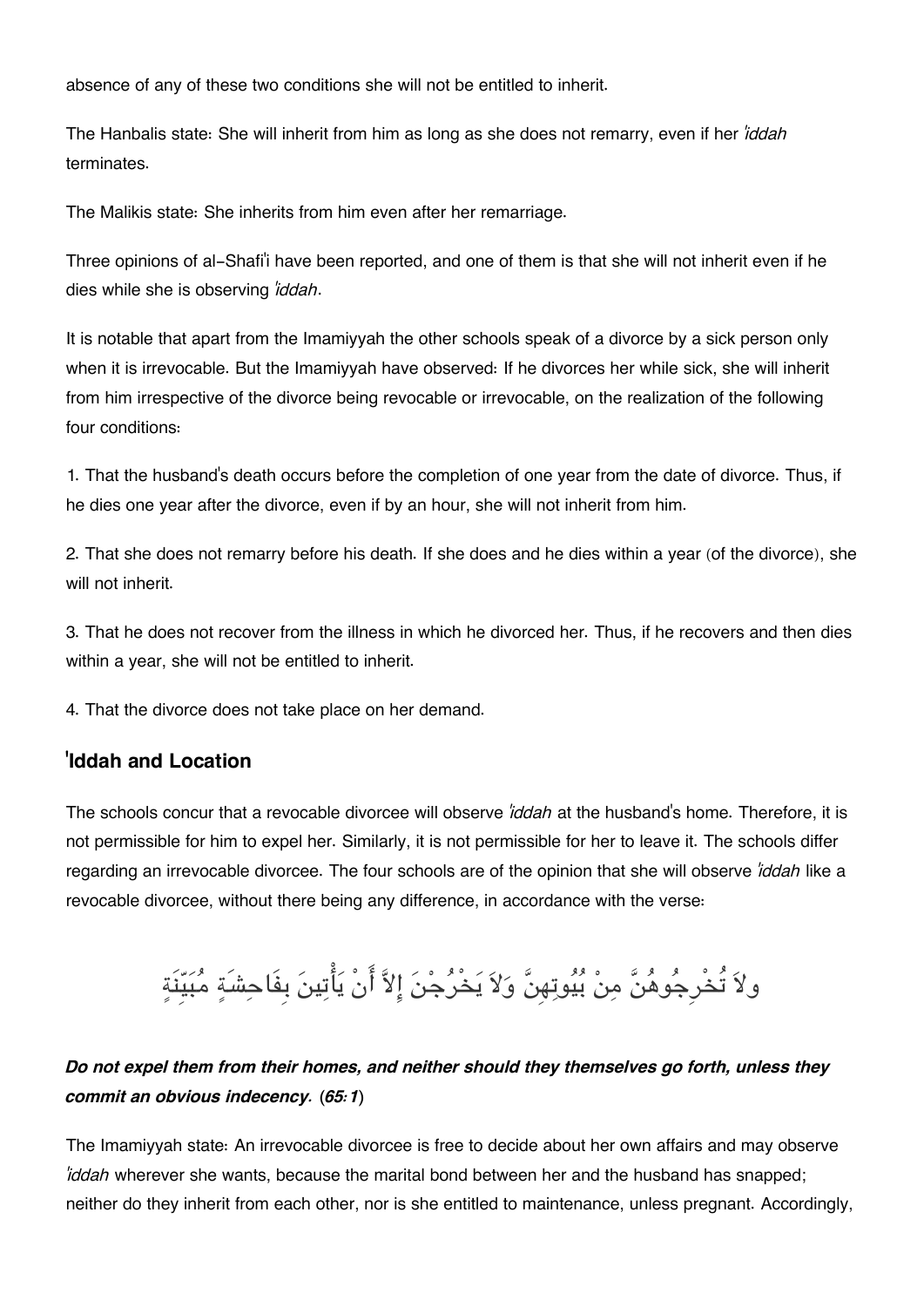absence of any of these two conditions she will not be entitled to inherit.

The Hanbalis state: She will inherit from him as long as she does not remarry, even if her *'iddah* terminates.

The Malikis state: She inherits from him even after her remarriage.

Three opinions of al-Shafi'i have been reported, and one of them is that she will not inherit even if he dies while she is observing *'iddah*.

It is notable that apart from the Imamiyyah the other schools speak of a divorce by a sick person only when it is irrevocable. But the Imamiyyah have observed: If he divorces her while sick, she will inherit from him irrespective of the divorce being revocable or irrevocable, on the realization of the following four conditions:

1. That the husband's death occurs before the completion of one year from the date of divorce. Thus, if he dies one year after the divorce, even if by an hour, she will not inherit from him.

2. That she does not remarry before his death. If she does and he dies within a year (of the divorce), she will not inherit.

3. That he does not recover from the illness in which he divorced her. Thus, if he recovers and then dies within a year, she will not be entitled to inherit.

4. That the divorce does not take place on her demand.

## 'Iddah and Location

The schools concur that a revocable divorcee will observe *'iddah* at the husband's home. Therefore, it is not permissible for him to expel her. Similarly, it is not permissible for her to leave it. The schools differ regarding an irrevocable divorcee. The four schools are of the opinion that she will observe *'iddah* like a revocable divorcee, without there being any difference, in accordance with the verse:

ولاَ تُخْرِجُوهُنَّ مِنْ بُيُوتِهِنَّ وَلاَ يَخْرُجْنَ إِلاَّ أَنْ يَأْتِينَ بِفَاحِشَةٍ مُبَيِّنَةٍ

***Do not expel them from their homes, and neither should they themselves go forth, unless they commit an obvious indecency. (65:1)***

The Imamiyyah state: An irrevocable divorcee is free to decide about her own affairs and may observe *'iddah* wherever she wants, because the marital bond between her and the husband has snapped; neither do they inherit from each other, nor is she entitled to maintenance, unless pregnant. Accordingly,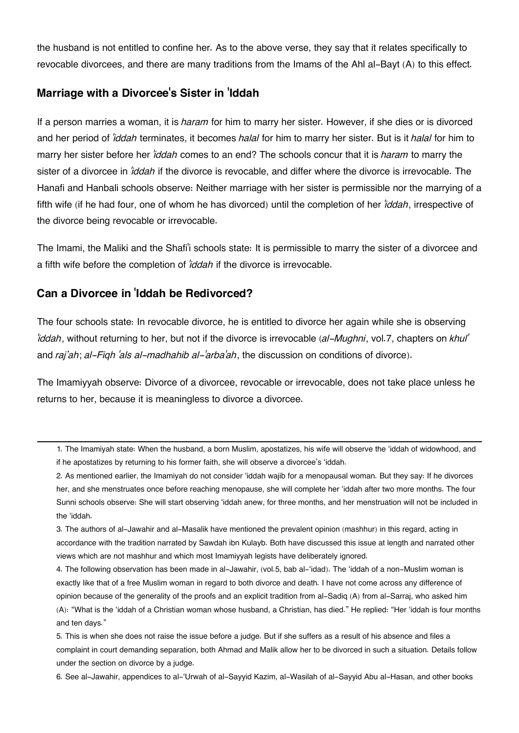the husband is not entitled to confine her. As to the above verse, they say that it relates specifically to revocable divorcees, and there are many traditions from the Imams of the Ahl al-Bayt (A) to this effect.

## Marriage with a Divorcee's Sister in 'Iddah

If a person marries a woman, it is *haram* for him to marry her sister. However, if she dies or is divorced and her period of *'iddah* terminates, it becomes *halal* for him to marry her sister. But is it *halal* for him to marry her sister before her *'iddah* comes to an end? The schools concur that it is *haram* to marry the sister of a divorcee in *'iddah* if the divorce is revocable, and differ where the divorce is irrevocable. The Hanafi and Hanbali schools observe: Neither marriage with her sister is permissible nor the marrying of a fifth wife (if he had four, one of whom he has divorced) until the completion of her *'iddah*, irrespective of the divorce being revocable or irrevocable.

The Imami, the Maliki and the Shafi'i schools state: It is permissible to marry the sister of a divorcee and a fifth wife before the completion of *'iddah* if the divorce is irrevocable.

## Can a Divorcee in 'Iddah be Redivorced?

The four schools state: In revocable divorce, he is entitled to divorce her again while she is observing *'iddah*, without returning to her, but not if the divorce is irrevocable (*al-Mughni*, vol.7, chapters on *khul'* and *raj'ah*; *al-Fiqh 'als al-madhahib al-'arba'ah*, the discussion on conditions of divorce).

The Imamiyyah observe: Divorce of a divorcee, revocable or irrevocable, does not take place unless he returns to her, because it is meaningless to divorce a divorcee.

---

1. The Imamiyah state: When the husband, a born Muslim, apostatizes, his wife will observe the 'iddah of widowhood, and if he apostatizes by returning to his former faith, she will observe a divorcee's 'iddah.

2. As mentioned earlier, the Imamiyah do not consider 'iddah wajib for a menopausal woman. But they say: If he divorces her, and she menstruates once before reaching menopause, she will complete her 'iddah after two more months. The four Sunni schools observe: She will start observing 'iddah anew, for three months, and her menstruation will not be included in the 'iddah.

3. The authors of al-Jawahir and al-Masalik have mentioned the prevalent opinion (mashhur) in this regard, acting in accordance with the tradition narrated by Sawdah ibn Kulayb. Both have discussed this issue at length and narrated other views which are not mashhur and which most Imamiyyah legists have deliberately ignored.

4. The following observation has been made in al-Jawahir, (vol.5, bab al-'idad). The 'iddah of a non-Muslim woman is exactly like that of a free Muslim woman in regard to both divorce and death. I have not come across any difference of opinion because of the generality of the proofs and an explicit tradition from al-Sadiq (A) from al-Sarraj, who asked him (A): "What is the 'iddah of a Christian woman whose husband, a Christian, has died." He replied: "Her 'iddah is four months and ten days."

5. This is when she does not raise the issue before a judge. But if she suffers as a result of his absence and files a complaint in court demanding separation, both Ahmad and Malik allow her to be divorced in such a situation. Details follow under the section on divorce by a judge.

6. See al-Jawahir, appendices to al-'Urwah of al-Sayyid Kazim, al-Wasilah of al-Sayyid Abu al-Hasan, and other books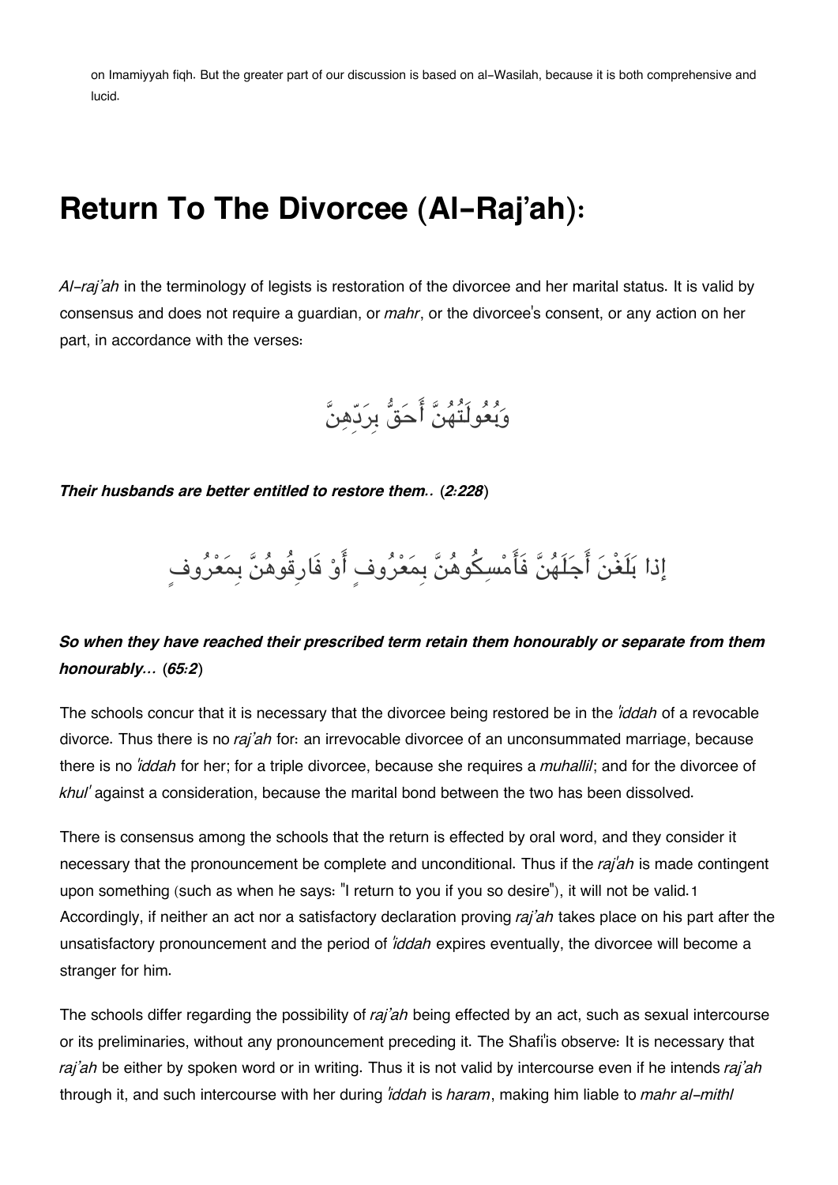on Imamiyyah fiqh. But the greater part of our discussion is based on al-Wasilah, because it is both comprehensive and lucid.

# Return To The Divorcee (Al-Raj'ah):

*Al-raj'ah* in the terminology of legists is restoration of the divorcee and her marital status. It is valid by consensus and does not require a guardian, or *mahr*, or the divorcee's consent, or any action on her part, in accordance with the verses:

وَبُعُولَتُهُنَّ أَحَقُّ بِرَدِّهِنَّ

***Their husbands are better entitled to restore them..* (*2:228*)**

إِذا بَلَغْنَ أَجَلَهُنَّ فَأَمْسِكُوهُنَّ بِمَعْرُوفٍ أَوْ فَارِقُوهُنَّ بِمَعْرُوفٍ

***So when they have reached their prescribed term retain them honourably or separate from them honourably…* (*65:2*)**

The schools concur that it is necessary that the divorcee being restored be in the *'iddah* of a revocable divorce. Thus there is no *raj'ah* for: an irrevocable divorcee of an unconsummated marriage, because there is no *'iddah* for her; for a triple divorcee, because she requires a *muhallil*; and for the divorcee of *khul'* against a consideration, because the marital bond between the two has been dissolved.

There is consensus among the schools that the return is effected by oral word, and they consider it necessary that the pronouncement be complete and unconditional. Thus if the *raj'ah* is made contingent upon something (such as when he says: "I return to you if you so desire"), it will not be valid.[1] Accordingly, if neither an act nor a satisfactory declaration proving *raj'ah* takes place on his part after the unsatisfactory pronouncement and the period of *'iddah* expires eventually, the divorcee will become a stranger for him.

The schools differ regarding the possibility of *raj'ah* being effected by an act, such as sexual intercourse or its preliminaries, without any pronouncement preceding it. The Shafi'is observe: It is necessary that *raj'ah* be either by spoken word or in writing. Thus it is not valid by intercourse even if he intends *raj'ah* through it, and such intercourse with her during *'iddah* is *haram*, making him liable to *mahr al-mithl*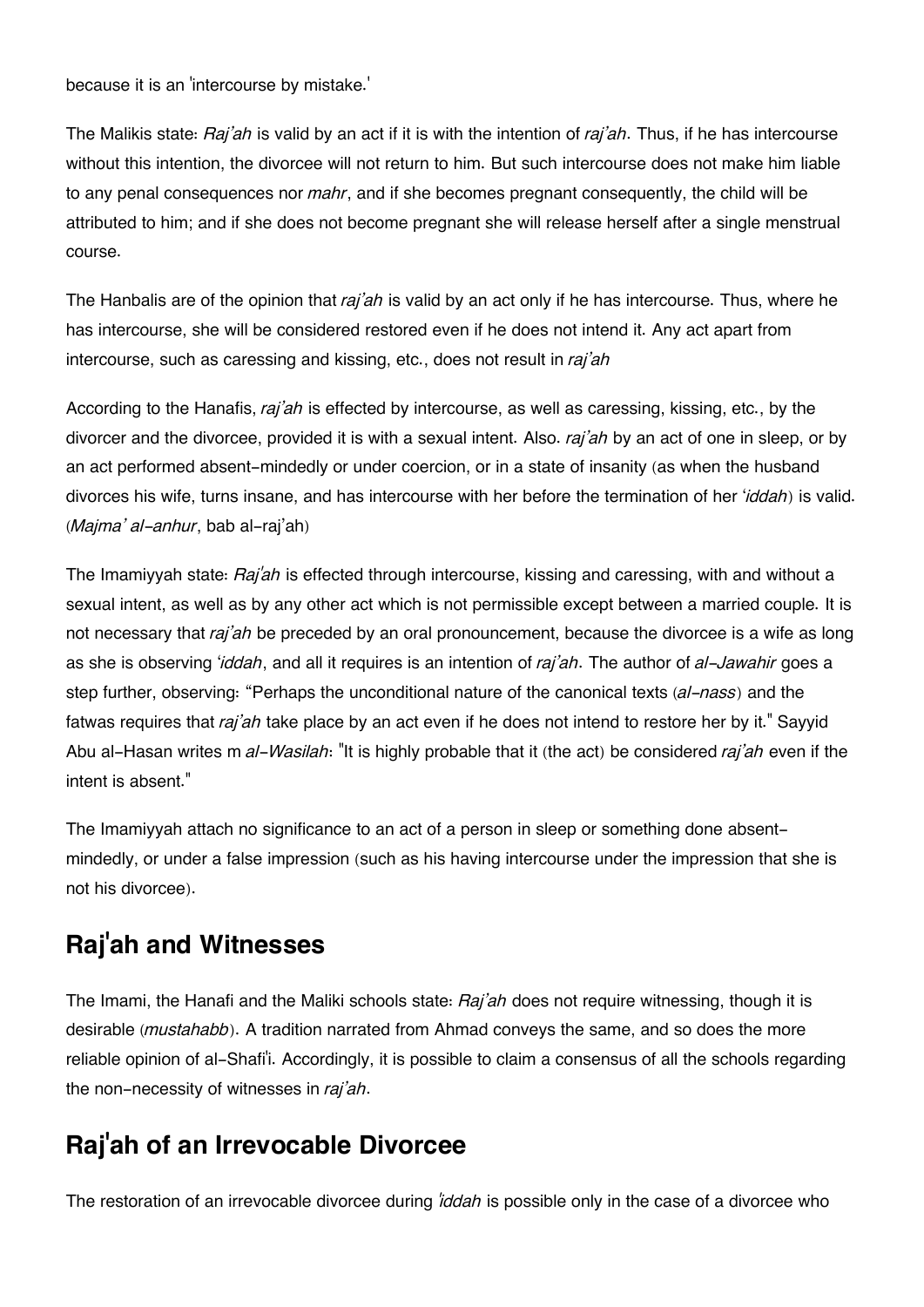because it is an 'intercourse by mistake.'

The Malikis state: *Raj'ah* is valid by an act if it is with the intention of *raj'ah*. Thus, if he has intercourse without this intention, the divorcee will not return to him. But such intercourse does not make him liable to any penal consequences nor *mahr*, and if she becomes pregnant consequently, the child will be attributed to him; and if she does not become pregnant she will release herself after a single menstrual course.

The Hanbalis are of the opinion that *raj'ah* is valid by an act only if he has intercourse. Thus, where he has intercourse, she will be considered restored even if he does not intend it. Any act apart from intercourse, such as caressing and kissing, etc., does not result in *raj'ah*

According to the Hanafis, *raj'ah* is effected by intercourse, as well as caressing, kissing, etc., by the divorcer and the divorcee, provided it is with a sexual intent. Also. *raj'ah* by an act of one in sleep, or by an act performed absent-mindedly or under coercion, or in a state of insanity (as when the husband divorces his wife, turns insane, and has intercourse with her before the termination of her *'iddah*) is valid. (*Majma' al-anhur*, bab al-raj'ah)

The Imamiyyah state: *Raj'ah* is effected through intercourse, kissing and caressing, with and without a sexual intent, as well as by any other act which is not permissible except between a married couple. It is not necessary that *raj'ah* be preceded by an oral pronouncement, because the divorcee is a wife as long as she is observing *'iddah*, and all it requires is an intention of *raj'ah*. The author of *al-Jawahir* goes a step further, observing: "Perhaps the unconditional nature of the canonical texts (*al-nass*) and the fatwas requires that *raj'ah* take place by an act even if he does not intend to restore her by it." Sayyid Abu al-Hasan writes m *al-Wasilah*: "It is highly probable that it (the act) be considered *raj'ah* even if the intent is absent."

The Imamiyyah attach no significance to an act of a person in sleep or something done absent-mindedly, or under a false impression (such as his having intercourse under the impression that she is not his divorcee).

## Raj'ah and Witnesses

The Imami, the Hanafi and the Maliki schools state: *Raj'ah* does not require witnessing, though it is desirable (*mustahabb*). A tradition narrated from Ahmad conveys the same, and so does the more reliable opinion of al-Shafi'i. Accordingly, it is possible to claim a consensus of all the schools regarding the non-necessity of witnesses in *raj'ah*.

## Raj'ah of an Irrevocable Divorcee

The restoration of an irrevocable divorcee during *'iddah* is possible only in the case of a divorcee who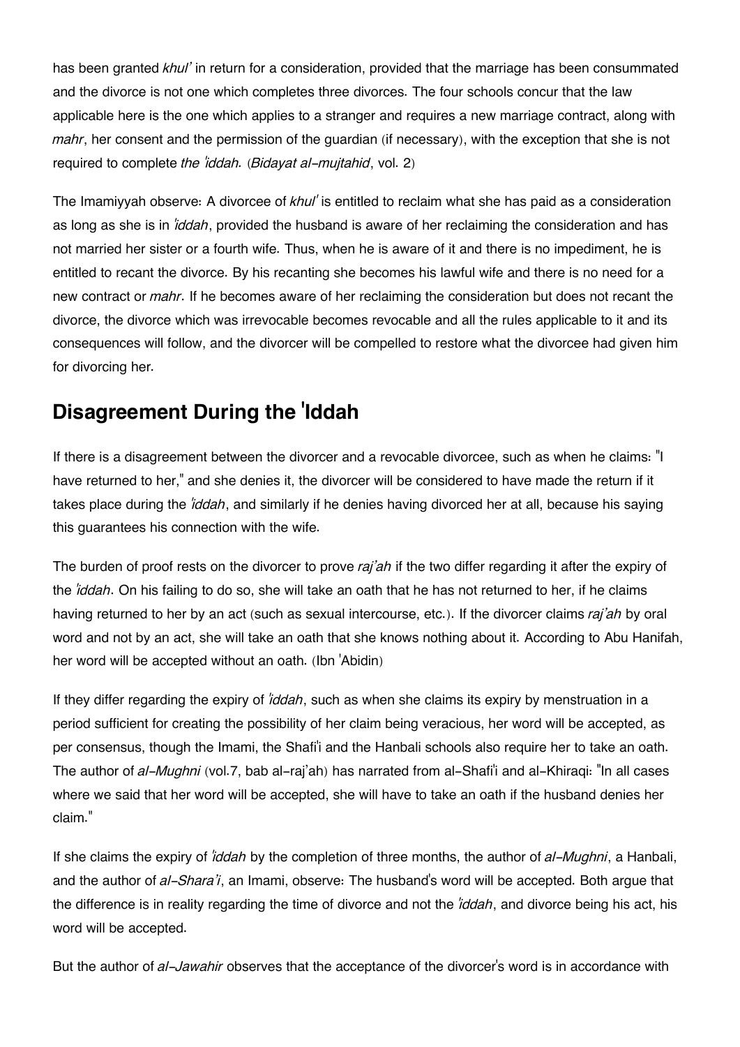has been granted *khul'* in return for a consideration, provided that the marriage has been consummated and the divorce is not one which completes three divorces. The four schools concur that the law applicable here is the one which applies to a stranger and requires a new marriage contract, along with *mahr*, her consent and the permission of the guardian (if necessary), with the exception that she is not required to complete *the 'iddah.* (*Bidayat al-mujtahid*, vol. 2)

The Imamiyyah observe: A divorcee of *khul'* is entitled to reclaim what she has paid as a consideration as long as she is in *'iddah*, provided the husband is aware of her reclaiming the consideration and has not married her sister or a fourth wife. Thus, when he is aware of it and there is no impediment, he is entitled to recant the divorce. By his recanting she becomes his lawful wife and there is no need for a new contract or *mahr*. If he becomes aware of her reclaiming the consideration but does not recant the divorce, the divorce which was irrevocable becomes revocable and all the rules applicable to it and its consequences will follow, and the divorcer will be compelled to restore what the divorcee had given him for divorcing her.

## Disagreement During the 'Iddah

If there is a disagreement between the divorcer and a revocable divorcee, such as when he claims: "I have returned to her," and she denies it, the divorcer will be considered to have made the return if it takes place during the *'iddah*, and similarly if he denies having divorced her at all, because his saying this guarantees his connection with the wife.

The burden of proof rests on the divorcer to prove *raj'ah* if the two differ regarding it after the expiry of the *'iddah*. On his failing to do so, she will take an oath that he has not returned to her, if he claims having returned to her by an act (such as sexual intercourse, etc.). If the divorcer claims *raj'ah* by oral word and not by an act, she will take an oath that she knows nothing about it. According to Abu Hanifah, her word will be accepted without an oath. (Ibn 'Abidin)

If they differ regarding the expiry of *'iddah*, such as when she claims its expiry by menstruation in a period sufficient for creating the possibility of her claim being veracious, her word will be accepted, as per consensus, though the Imami, the Shafi'i and the Hanbali schools also require her to take an oath. The author of *al-Mughni* (vol.7, bab al-raj'ah) has narrated from al-Shafi'i and al-Khiraqi: "In all cases where we said that her word will be accepted, she will have to take an oath if the husband denies her claim."

If she claims the expiry of *'iddah* by the completion of three months, the author of *al-Mughni*, a Hanbali, and the author of *al-Shara'i*, an Imami, observe: The husband's word will be accepted. Both argue that the difference is in reality regarding the time of divorce and not the *'iddah*, and divorce being his act, his word will be accepted.

But the author of *al-Jawahir* observes that the acceptance of the divorcer's word is in accordance with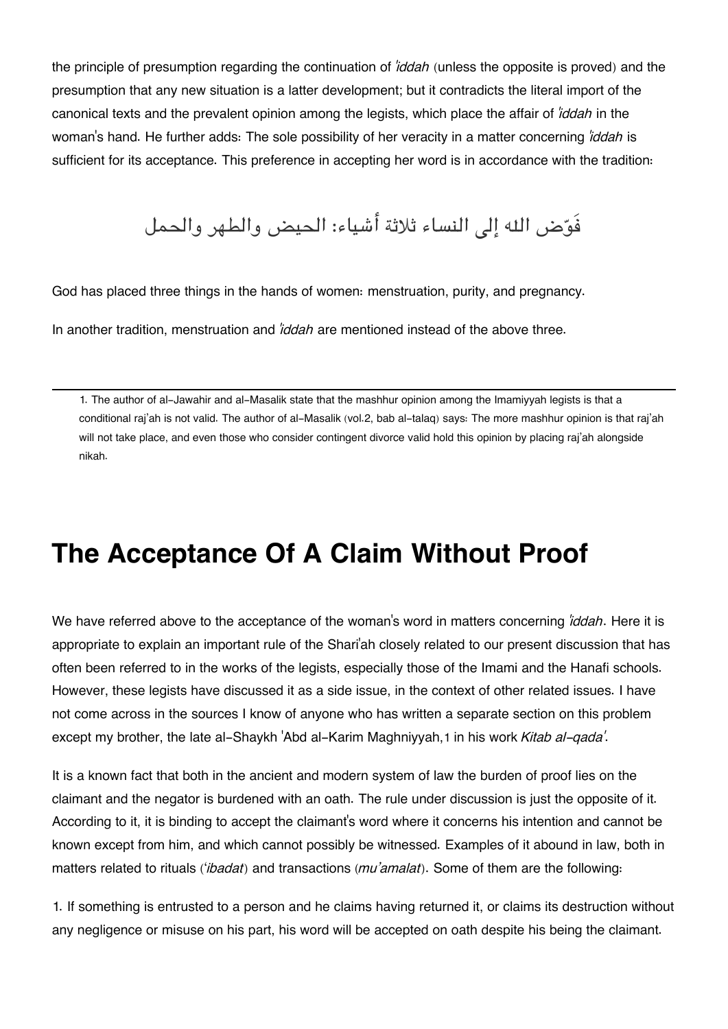the principle of presumption regarding the continuation of *'iddah* (unless the opposite is proved) and the presumption that any new situation is a latter development; but it contradicts the literal import of the canonical texts and the prevalent opinion among the legists, which place the affair of *'iddah* in the woman's hand. He further adds: The sole possibility of her veracity in a matter concerning *'iddah* is sufficient for its acceptance. This preference in accepting her word is in accordance with the tradition:

فَوّض الله إلى النساء ثلاثة أشياء: الحيض والطهر والحمل

God has placed three things in the hands of women: menstruation, purity, and pregnancy.

In another tradition, menstruation and *'iddah* are mentioned instead of the above three.

---

1. The author of al-Jawahir and al-Masalik state that the mashhur opinion among the Imamiyyah legists is that a conditional raj'ah is not valid. The author of al-Masalik (vol.2, bab al-talaq) says: The more mashhur opinion is that raj'ah will not take place, and even those who consider contingent divorce valid hold this opinion by placing raj'ah alongside nikah.

# The Acceptance Of A Claim Without Proof

We have referred above to the acceptance of the woman's word in matters concerning *'iddah*. Here it is appropriate to explain an important rule of the Shari'ah closely related to our present discussion that has often been referred to in the works of the legists, especially those of the Imami and the Hanafi schools. However, these legists have discussed it as a side issue, in the context of other related issues. I have not come across in the sources I know of anyone who has written a separate section on this problem except my brother, the late al-Shaykh 'Abd al-Karim Maghniyyah,1 in his work *Kitab al-qada'*.

It is a known fact that both in the ancient and modern system of law the burden of proof lies on the claimant and the negator is burdened with an oath. The rule under discussion is just the opposite of it. According to it, it is binding to accept the claimant's word where it concerns his intention and cannot be known except from him, and which cannot possibly be witnessed. Examples of it abound in law, both in matters related to rituals (*'ibadat*) and transactions (*mu'amalat*). Some of them are the following:

1. If something is entrusted to a person and he claims having returned it, or claims its destruction without any negligence or misuse on his part, his word will be accepted on oath despite his being the claimant.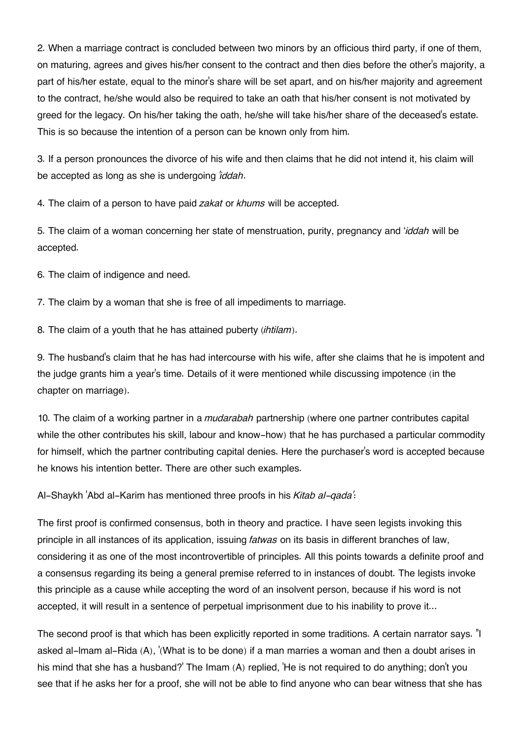2. When a marriage contract is concluded between two minors by an officious third party, if one of them, on maturing, agrees and gives his/her consent to the contract and then dies before the other's majority, a part of his/her estate, equal to the minor's share will be set apart, and on his/her majority and agreement to the contract, he/she would also be required to take an oath that his/her consent is not motivated by greed for the legacy. On his/her taking the oath, he/she will take his/her share of the deceased's estate. This is so because the intention of a person can be known only from him.

3. If a person pronounces the divorce of his wife and then claims that he did not intend it, his claim will be accepted as long as she is undergoing *'iddah*.

4. The claim of a person to have paid *zakat* or *khums* will be accepted.

5. The claim of a woman concerning her state of menstruation, purity, pregnancy and *'iddah* will be accepted.

6. The claim of indigence and need.

7. The claim by a woman that she is free of all impediments to marriage.

8. The claim of a youth that he has attained puberty (*ihtilam*).

9. The husband's claim that he has had intercourse with his wife, after she claims that he is impotent and the judge grants him a year's time. Details of it were mentioned while discussing impotence (in the chapter on marriage).

10. The claim of a working partner in a *mudarabah* partnership (where one partner contributes capital while the other contributes his skill, labour and know-how) that he has purchased a particular commodity for himself, which the partner contributing capital denies. Here the purchaser's word is accepted because he knows his intention better. There are other such examples.

Al-Shaykh 'Abd al-Karim has mentioned three proofs in his *Kitab al-qada'*:

The first proof is confirmed consensus, both in theory and practice. I have seen legists invoking this principle in all instances of its application, issuing *fatwas* on its basis in different branches of law, considering it as one of the most incontrovertible of principles. All this points towards a definite proof and a consensus regarding its being a general premise referred to in instances of doubt. The legists invoke this principle as a cause while accepting the word of an insolvent person, because if his word is not accepted, it will result in a sentence of perpetual imprisonment due to his inability to prove it...

The second proof is that which has been explicitly reported in some traditions. A certain narrator says. "I asked al-Imam al-Rida (A), '(What is to be done) if a man marries a woman and then a doubt arises in his mind that she has a husband?' The Imam (A) replied, 'He is not required to do anything; don't you see that if he asks her for a proof, she will not be able to find anyone who can bear witness that she has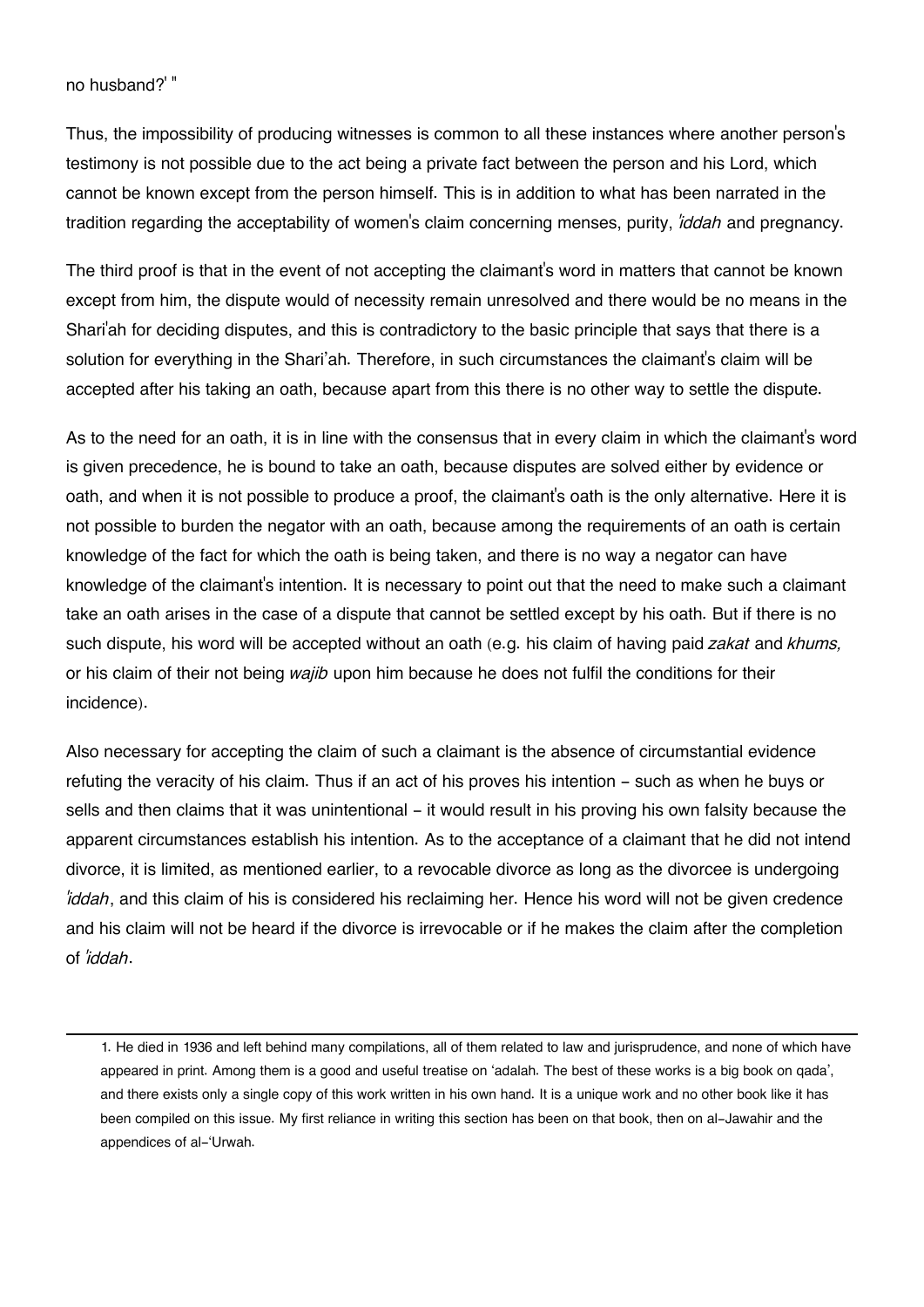no husband?' "

Thus, the impossibility of producing witnesses is common to all these instances where another person's testimony is not possible due to the act being a private fact between the person and his Lord, which cannot be known except from the person himself. This is in addition to what has been narrated in the tradition regarding the acceptability of women's claim concerning menses, purity, *'iddah* and pregnancy.

The third proof is that in the event of not accepting the claimant's word in matters that cannot be known except from him, the dispute would of necessity remain unresolved and there would be no means in the Shari'ah for deciding disputes, and this is contradictory to the basic principle that says that there is a solution for everything in the Shari'ah. Therefore, in such circumstances the claimant's claim will be accepted after his taking an oath, because apart from this there is no other way to settle the dispute.

As to the need for an oath, it is in line with the consensus that in every claim in which the claimant's word is given precedence, he is bound to take an oath, because disputes are solved either by evidence or oath, and when it is not possible to produce a proof, the claimant's oath is the only alternative. Here it is not possible to burden the negator with an oath, because among the requirements of an oath is certain knowledge of the fact for which the oath is being taken, and there is no way a negator can have knowledge of the claimant's intention. It is necessary to point out that the need to make such a claimant take an oath arises in the case of a dispute that cannot be settled except by his oath. But if there is no such dispute, his word will be accepted without an oath (e.g. his claim of having paid *zakat* and *khums,* or his claim of their not being *wajib* upon him because he does not fulfil the conditions for their incidence).

Also necessary for accepting the claim of such a claimant is the absence of circumstantial evidence refuting the veracity of his claim. Thus if an act of his proves his intention - such as when he buys or sells and then claims that it was unintentional - it would result in his proving his own falsity because the apparent circumstances establish his intention. As to the acceptance of a claimant that he did not intend divorce, it is limited, as mentioned earlier, to a revocable divorce as long as the divorcee is undergoing *'iddah*, and this claim of his is considered his reclaiming her. Hence his word will not be given credence and his claim will not be heard if the divorce is irrevocable or if he makes the claim after the completion of *'iddah*.

---

1. He died in 1936 and left behind many compilations, all of them related to law and jurisprudence, and none of which have appeared in print. Among them is a good and useful treatise on 'adalah. The best of these works is a big book on qada', and there exists only a single copy of this work written in his own hand. It is a unique work and no other book like it has been compiled on this issue. My first reliance in writing this section has been on that book, then on al-Jawahir and the appendices of al-'Urwah.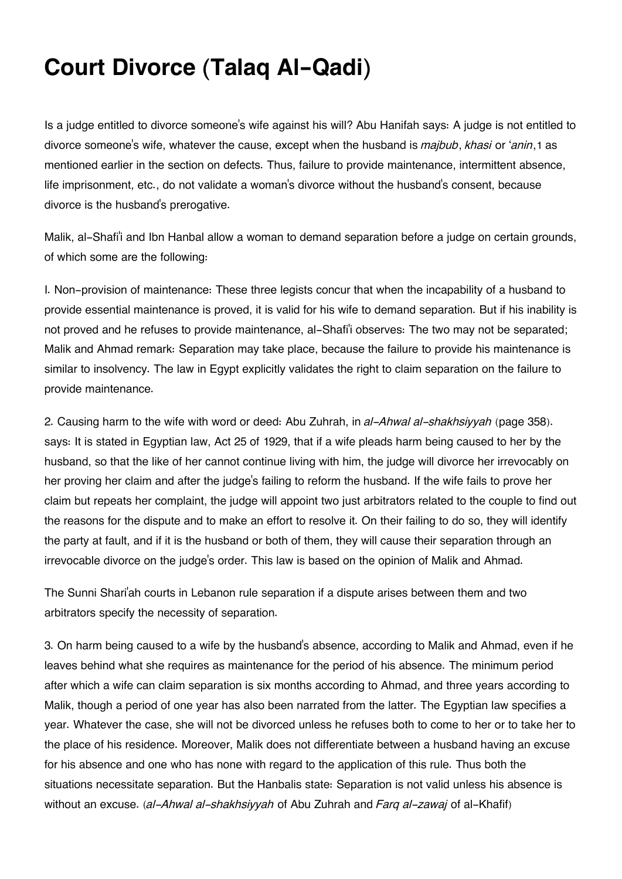# Court Divorce (Talaq Al-Qadi)

Is a judge entitled to divorce someone's wife against his will? Abu Hanifah says: A judge is not entitled to divorce someone's wife, whatever the cause, except when the husband is *majbub*, *khasi* or *'anin*,[1] as mentioned earlier in the section on defects. Thus, failure to provide maintenance, intermittent absence, life imprisonment, etc., do not validate a woman's divorce without the husband's consent, because divorce is the husband's prerogative.

Malik, al-Shafi'i and Ibn Hanbal allow a woman to demand separation before a judge on certain grounds, of which some are the following:

I. Non-provision of maintenance: These three legists concur that when the incapability of a husband to provide essential maintenance is proved, it is valid for his wife to demand separation. But if his inability is not proved and he refuses to provide maintenance, al-Shafi'i observes: The two may not be separated; Malik and Ahmad remark: Separation may take place, because the failure to provide his maintenance is similar to insolvency. The law in Egypt explicitly validates the right to claim separation on the failure to provide maintenance.

2. Causing harm to the wife with word or deed: Abu Zuhrah, in *al-Ahwal al-shakhsiyyah* (page 358). says: It is stated in Egyptian law, Act 25 of 1929, that if a wife pleads harm being caused to her by the husband, so that the like of her cannot continue living with him, the judge will divorce her irrevocably on her proving her claim and after the judge's failing to reform the husband. If the wife fails to prove her claim but repeats her complaint, the judge will appoint two just arbitrators related to the couple to find out the reasons for the dispute and to make an effort to resolve it. On their failing to do so, they will identify the party at fault, and if it is the husband or both of them, they will cause their separation through an irrevocable divorce on the judge's order. This law is based on the opinion of Malik and Ahmad.

The Sunni Shari'ah courts in Lebanon rule separation if a dispute arises between them and two arbitrators specify the necessity of separation.

3. On harm being caused to a wife by the husband's absence, according to Malik and Ahmad, even if he leaves behind what she requires as maintenance for the period of his absence. The minimum period after which a wife can claim separation is six months according to Ahmad, and three years according to Malik, though a period of one year has also been narrated from the latter. The Egyptian law specifies a year. Whatever the case, she will not be divorced unless he refuses both to come to her or to take her to the place of his residence. Moreover, Malik does not differentiate between a husband having an excuse for his absence and one who has none with regard to the application of this rule. Thus both the situations necessitate separation. But the Hanbalis state: Separation is not valid unless his absence is without an excuse. (*al-Ahwal al-shakhsiyyah* of Abu Zuhrah and *Farq al-zawaj* of al-Khafif)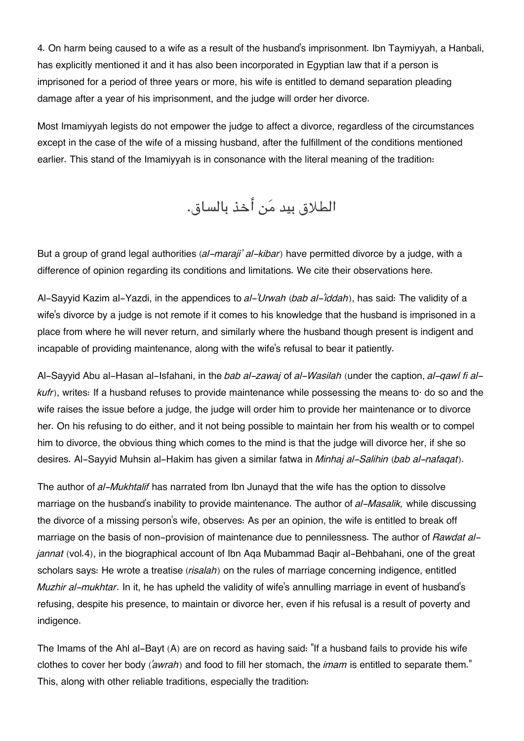4. On harm being caused to a wife as a result of the husband's imprisonment. Ibn Taymiyyah, a Hanbali, has explicitly mentioned it and it has also been incorporated in Egyptian law that if a person is imprisoned for a period of three years or more, his wife is entitled to demand separation pleading damage after a year of his imprisonment, and the judge will order her divorce.

Most Imamiyyah legists do not empower the judge to affect a divorce, regardless of the circumstances except in the case of the wife of a missing husband, after the fulfillment of the conditions mentioned earlier. This stand of the Imamiyyah is in consonance with the literal meaning of the tradition:

الطلاق بيد مَن أخذ بالساق.

But a group of grand legal authorities (*al-maraji' al-kibar*) have permitted divorce by a judge, with a difference of opinion regarding its conditions and limitations. We cite their observations here.

Al-Sayyid Kazim al-Yazdi, in the appendices to *al-'Urwah* (*bab al-'iddah*), has said: The validity of a wife's divorce by a judge is not remote if it comes to his knowledge that the husband is imprisoned in a place from where he will never return, and similarly where the husband though present is indigent and incapable of providing maintenance, along with the wife's refusal to bear it patiently.

Al-Sayyid Abu al-Hasan al-Isfahani, in the *bab al-zawaj* of *al-Wasilah* (under the caption, *al-qawl fi al-kufr*), writes: If a husband refuses to provide maintenance while possessing the means to· do so and the wife raises the issue before a judge, the judge will order him to provide her maintenance or to divorce her. On his refusing to do either, and it not being possible to maintain her from his wealth or to compel him to divorce, the obvious thing which comes to the mind is that the judge will divorce her, if she so desires. Al-Sayyid Muhsin al-Hakim has given a similar fatwa in *Minhaj al-Salihin* (*bab al-nafaqat*).

The author of *al-Mukhtalif* has narrated from Ibn Junayd that the wife has the option to dissolve marriage on the husband's inability to provide maintenance. The author of *al-Masalik,* while discussing the divorce of a missing person's wife, observes: As per an opinion, the wife is entitled to break off marriage on the basis of non-provision of maintenance due to pennilessness. The author of *Rawdat al-jannat* (vol.4), in the biographical account of Ibn Aqa Mubammad Baqir al-Behbahani, one of the great scholars says: He wrote a treatise (*risalah*) on the rules of marriage concerning indigence, entitled *Muzhir al-mukhtar*. In it, he has upheld the validity of wife's annulling marriage in event of husband's refusing, despite his presence, to maintain or divorce her, even if his refusal is a result of poverty and indigence.

The Imams of the Ahl al-Bayt (A) are on record as having said: "If a husband fails to provide his wife clothes to cover her body (*'awrah*) and food to fill her stomach, the *imam* is entitled to separate them." This, along with other reliable traditions, especially the tradition: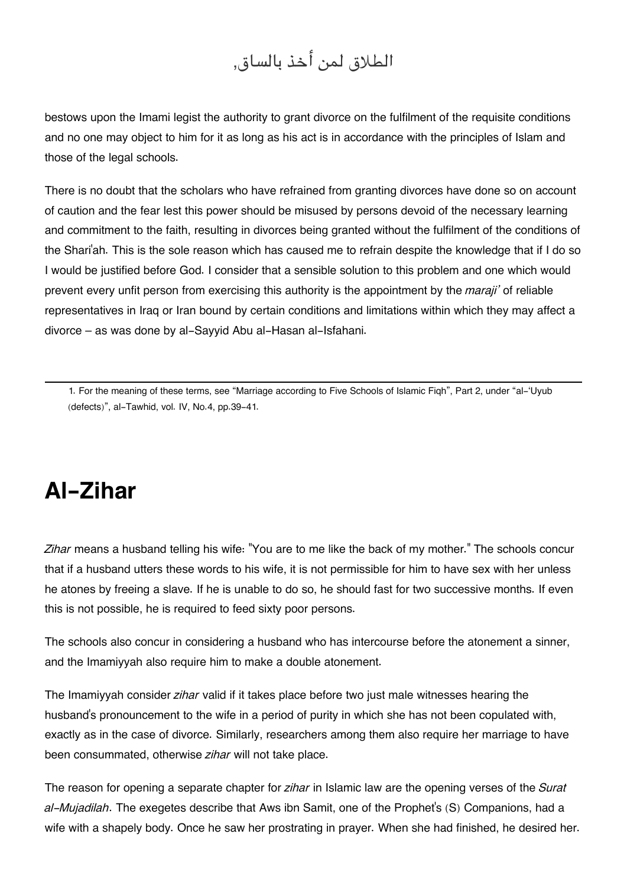الطلاق لمن أخذ بالساق,

bestows upon the Imami legist the authority to grant divorce on the fulfilment of the requisite conditions and no one may object to him for it as long as his act is in accordance with the principles of Islam and those of the legal schools.

There is no doubt that the scholars who have refrained from granting divorces have done so on account of caution and the fear lest this power should be misused by persons devoid of the necessary learning and commitment to the faith, resulting in divorces being granted without the fulfilment of the conditions of the Shari'ah. This is the sole reason which has caused me to refrain despite the knowledge that if I do so I would be justified before God. I consider that a sensible solution to this problem and one which would prevent every unfit person from exercising this authority is the appointment by the *maraji'* of reliable representatives in Iraq or Iran bound by certain conditions and limitations within which they may affect a divorce – as was done by al-Sayyid Abu al-Hasan al-Isfahani.

---

1. For the meaning of these terms, see "Marriage according to Five Schools of Islamic Fiqh", Part 2, under "al-'Uyub (defects)", al-Tawhid, vol. IV, No.4, pp.39-41.

# Al-Zihar

*Zihar* means a husband telling his wife: "You are to me like the back of my mother." The schools concur that if a husband utters these words to his wife, it is not permissible for him to have sex with her unless he atones by freeing a slave. If he is unable to do so, he should fast for two successive months. If even this is not possible, he is required to feed sixty poor persons.

The schools also concur in considering a husband who has intercourse before the atonement a sinner, and the Imamiyyah also require him to make a double atonement.

The Imamiyyah consider *zihar* valid if it takes place before two just male witnesses hearing the husband's pronouncement to the wife in a period of purity in which she has not been copulated with, exactly as in the case of divorce. Similarly, researchers among them also require her marriage to have been consummated, otherwise *zihar* will not take place.

The reason for opening a separate chapter for *zihar* in Islamic law are the opening verses of the *Surat al-Mujadilah*. The exegetes describe that Aws ibn Samit, one of the Prophet's (S) Companions, had a wife with a shapely body. Once he saw her prostrating in prayer. When she had finished, he desired her.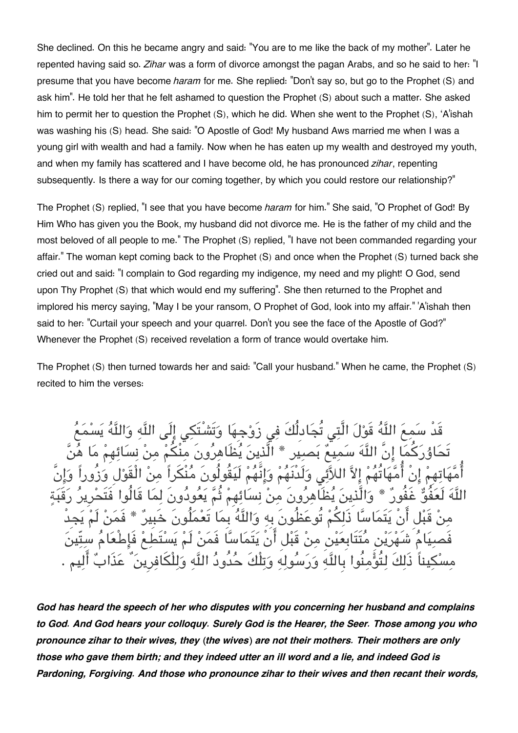She declined. On this he became angry and said: "You are to me like the back of my mother". Later he repented having said so. *Zihar* was a form of divorce amongst the pagan Arabs, and so he said to her: "I presume that you have become *haram* for me. She replied: "Don't say so, but go to the Prophet (S) and ask him". He told her that he felt ashamed to question the Prophet (S) about such a matter. She asked him to permit her to question the Prophet (S), which he did. When she went to the Prophet (S), 'A'ishah was washing his (S) head. She said: "O Apostle of God! My husband Aws married me when I was a young girl with wealth and had a family. Now when he has eaten up my wealth and destroyed my youth, and when my family has scattered and I have become old, he has pronounced *zihar*, repenting subsequently. Is there a way for our coming together, by which you could restore our relationship?"

The Prophet (S) replied, "I see that you have become *haram* for him." She said, "O Prophet of God! By Him Who has given you the Book, my husband did not divorce me. He is the father of my child and the most beloved of all people to me." The Prophet (S) replied, "I have not been commanded regarding your affair." The woman kept coming back to the Prophet (S) and once when the Prophet (S) turned back she cried out and said: "I complain to God regarding my indigence, my need and my plight! O God, send upon Thy Prophet (S) that which would end my suffering". She then returned to the Prophet and implored his mercy saying, "May I be your ransom, O Prophet of God, look into my affair." 'A'ishah then said to her: "Curtail your speech and your quarrel. Don't you see the face of the Apostle of God?" Whenever the Prophet (S) received revelation a form of trance would overtake him.

The Prophet (S) then turned towards her and said: "Call your husband." When he came, the Prophet (S) recited to him the verses:

قَدْ سَمِعَ اللَّهُ قَوْلَ الَّتِي تُجَادِلُكَ فِي زَوْجِهَا وَتَشْتَكِي إِلَى اللَّهِ وَاللَّهُ يَسْمَعُ تَحَاوُرَكُمَا إِنَّ اللَّهَ سَمِيعٌ بَصِيرٌ * الَّذِينَ يُظَاهِرُونَ مِنْكُمْ مِنْ نِسَائِهِمْ مَا هُنَّ أُمَّهَاتِهِمْ إِنْ أُمَّهَاتُهُمْ إِلاَّ اللاَّئِي وَلَدْنَهُمْ وَإِنَّهُمْ لَيَقُولُونَ مُنْكَراً مِنْ الْقَوْلِ وَزُوراً وَإِنَّ اللَّهَ لَعَفُوٌّ غَفُورٌ * وَالَّذِينَ يُظَاهِرُونَ مِنْ نِسَائِهِمْ ثُمَّ يَعُودُونَ لِمَا قَالُوا فَتَحْرِيرُ رَقَبَةٍ مِنْ قَبْلِ أَنْ يَتَمَاسَّا ذَلِكُمْ تُوعَظُونَ بِهِ وَاللَّهُ بِمَا تَعْمَلُونَ خَبِيرٌ * فَمَنْ لَمْ يَجِدْ فَصِيَامُ شَهْرَيْنِ مُتَتَابِعَيْنِ مِنْ قَبْلِ أَنْ يَتَمَاسَّا فَمَنْ لَمْ يَسْتَطِعْ فَإِطْعَامُ سِتِّينَ مِسْكِيناً ذَلِكَ لِتُؤْمِنُوا بِاللَّهِ وَرَسُولِهِ وَتِلْكَ حُدُودُ اللَّهِ وَلِلْكَافِرِينَ عَذَابٌ أَلِيم .

***God has heard the speech of her who disputes with you concerning her husband and complains to God. And God hears your colloquy. Surely God is the Hearer, the Seer. Those among you who pronounce zihar to their wives, they (the wives) are not their mothers. Their mothers are only those who gave them birth; and they indeed utter an ill word and a lie, and indeed God is Pardoning, Forgiving. And those who pronounce zihar to their wives and then recant their words,***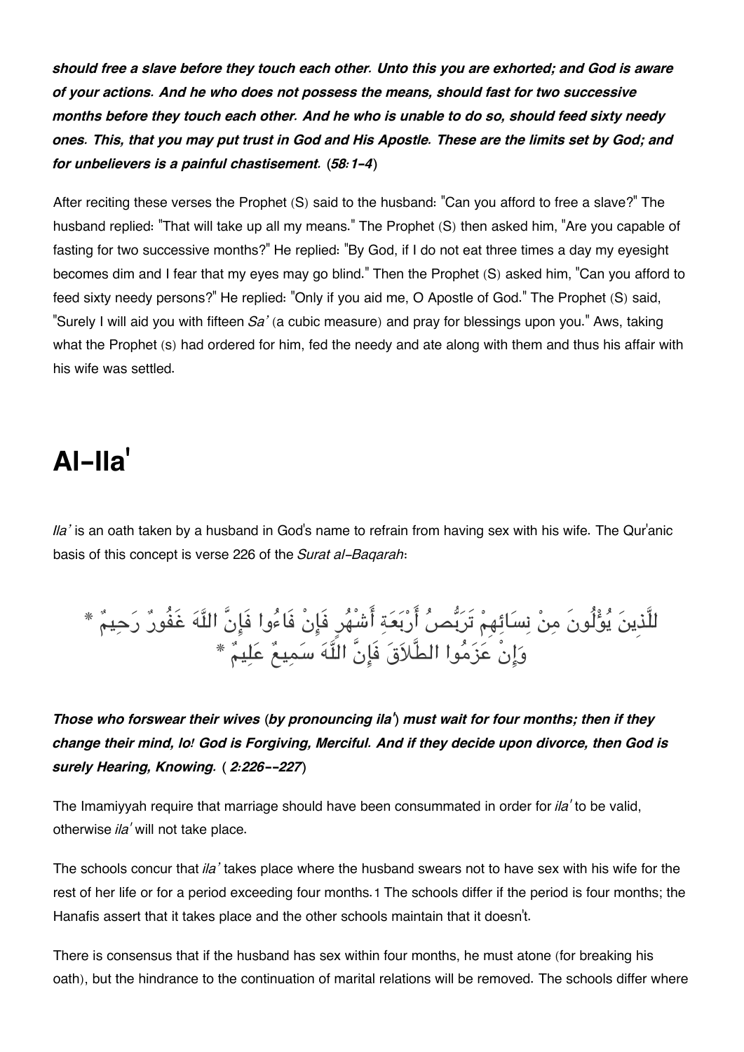***should free a slave before they touch each other. Unto this you are exhorted; and God is aware of your actions. And he who does not possess the means, should fast for two successive months before they touch each other. And he who is unable to do so, should feed sixty needy ones. This, that you may put trust in God and His Apostle. These are the limits set by God; and for unbelievers is a painful chastisement. (58:1-4)***

After reciting these verses the Prophet (S) said to the husband: "Can you afford to free a slave?" The husband replied: "That will take up all my means." The Prophet (S) then asked him, "Are you capable of fasting for two successive months?" He replied: "By God, if I do not eat three times a day my eyesight becomes dim and I fear that my eyes may go blind." Then the Prophet (S) asked him, "Can you afford to feed sixty needy persons?" He replied: "Only if you aid me, O Apostle of God." The Prophet (S) said, "Surely I will aid you with fifteen *Sa'* (a cubic measure) and pray for blessings upon you." Aws, taking what the Prophet (s) had ordered for him, fed the needy and ate along with them and thus his affair with his wife was settled.

# Al-Ila'

*Ila'* is an oath taken by a husband in God's name to refrain from having sex with his wife. The Qur'anic basis of this concept is verse 226 of the *Surat al-Baqarah*:

لِّلَّذِينَ يُؤْلُونَ مِن نِّسَائِهِمْ تَرَبُّصُ أَرْبَعَةِ أَشْهُرٍ فَإِنْ فَاءُوا فَإِنَّ اللَّهَ غَفُورٌ رَحِيمٌ * وَإِنْ عَزَمُوا الطَّلَاقَ فَإِنَّ اللَّهَ سَمِيعٌ عَلِيمٌ *

***Those who forswear their wives (by pronouncing ila') must wait for four months; then if they change their mind, lo! God is Forgiving, Merciful. And if they decide upon divorce, then God is surely Hearing, Knowing. ( 2:226--227)***

The Imamiyyah require that marriage should have been consummated in order for *ila'* to be valid, otherwise *ila'* will not take place.

The schools concur that *ila'* takes place where the husband swears not to have sex with his wife for the rest of her life or for a period exceeding four months.[1] The schools differ if the period is four months; the Hanafis assert that it takes place and the other schools maintain that it doesn't.

There is consensus that if the husband has sex within four months, he must atone (for breaking his oath), but the hindrance to the continuation of marital relations will be removed. The schools differ where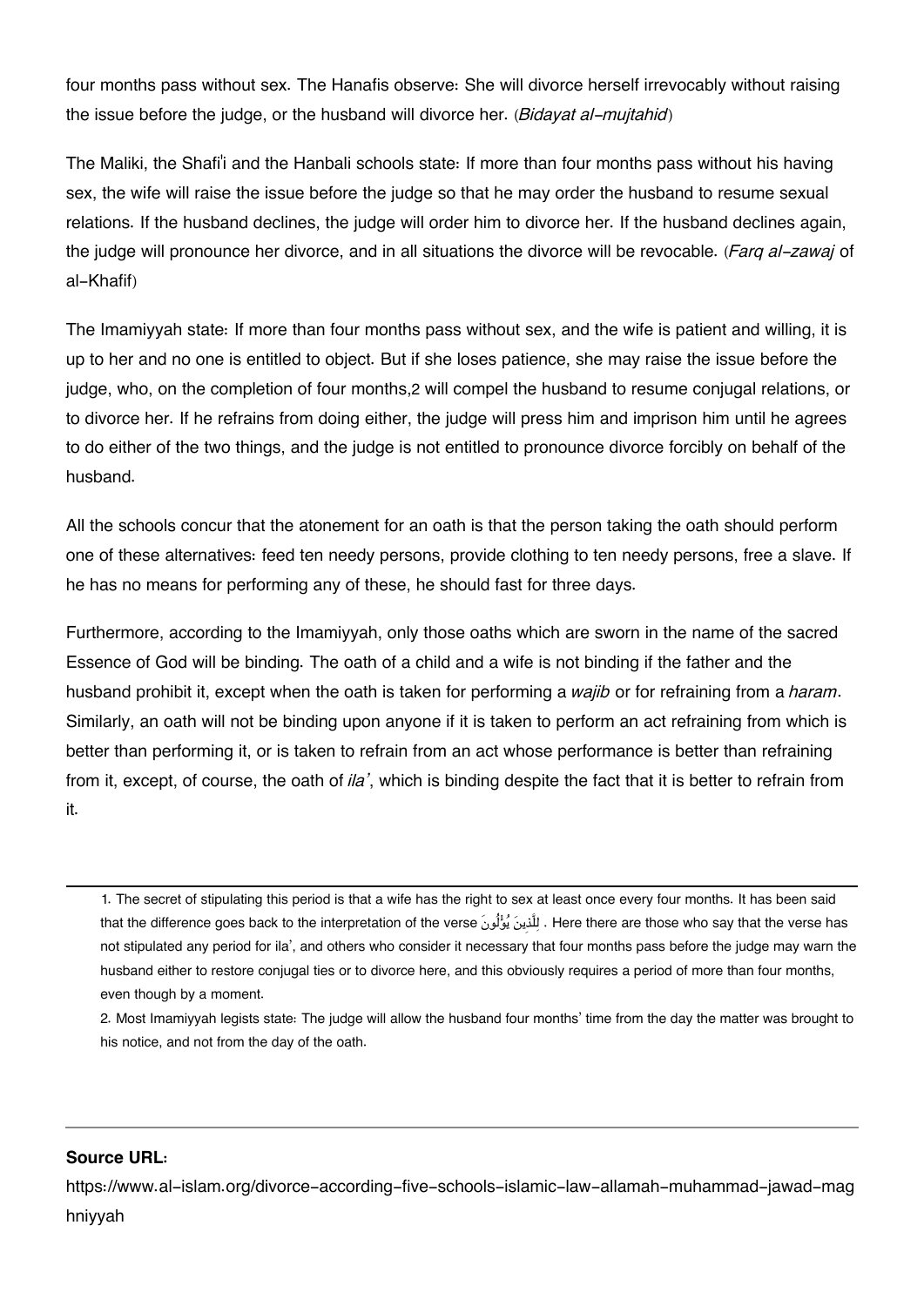four months pass without sex. The Hanafis observe: She will divorce herself irrevocably without raising the issue before the judge, or the husband will divorce her. (*Bidayat al-mujtahid*)

The Maliki, the Shafi'i and the Hanbali schools state: If more than four months pass without his having sex, the wife will raise the issue before the judge so that he may order the husband to resume sexual relations. If the husband declines, the judge will order him to divorce her. If the husband declines again, the judge will pronounce her divorce, and in all situations the divorce will be revocable. (*Farq al-zawaj* of al-Khafif)

The Imamiyyah state: If more than four months pass without sex, and the wife is patient and willing, it is up to her and no one is entitled to object. But if she loses patience, she may raise the issue before the judge, who, on the completion of four months,2 will compel the husband to resume conjugal relations, or to divorce her. If he refrains from doing either, the judge will press him and imprison him until he agrees to do either of the two things, and the judge is not entitled to pronounce divorce forcibly on behalf of the husband.

All the schools concur that the atonement for an oath is that the person taking the oath should perform one of these alternatives: feed ten needy persons, provide clothing to ten needy persons, free a slave. If he has no means for performing any of these, he should fast for three days.

Furthermore, according to the Imamiyyah, only those oaths which are sworn in the name of the sacred Essence of God will be binding. The oath of a child and a wife is not binding if the father and the husband prohibit it, except when the oath is taken for performing a *wajib* or for refraining from a *haram*. Similarly, an oath will not be binding upon anyone if it is taken to perform an act refraining from which is better than performing it, or is taken to refrain from an act whose performance is better than refraining from it, except, of course, the oath of *ila'*, which is binding despite the fact that it is better to refrain from it.

---

1. The secret of stipulating this period is that a wife has the right to sex at least once every four months. It has been said that the difference goes back to the interpretation of the verse لِلَّذِينَ يُؤْلُونَ . Here there are those who say that the verse has not stipulated any period for ila', and others who consider it necessary that four months pass before the judge may warn the husband either to restore conjugal ties or to divorce here, and this obviously requires a period of more than four months, even though by a moment.

2. Most Imamiyyah legists state: The judge will allow the husband four months' time from the day the matter was brought to his notice, and not from the day of the oath.

---

**Source URL:**
https://www.al-islam.org/divorce-according-five-schools-islamic-law-allamah-muhammad-jawad-maghniyyah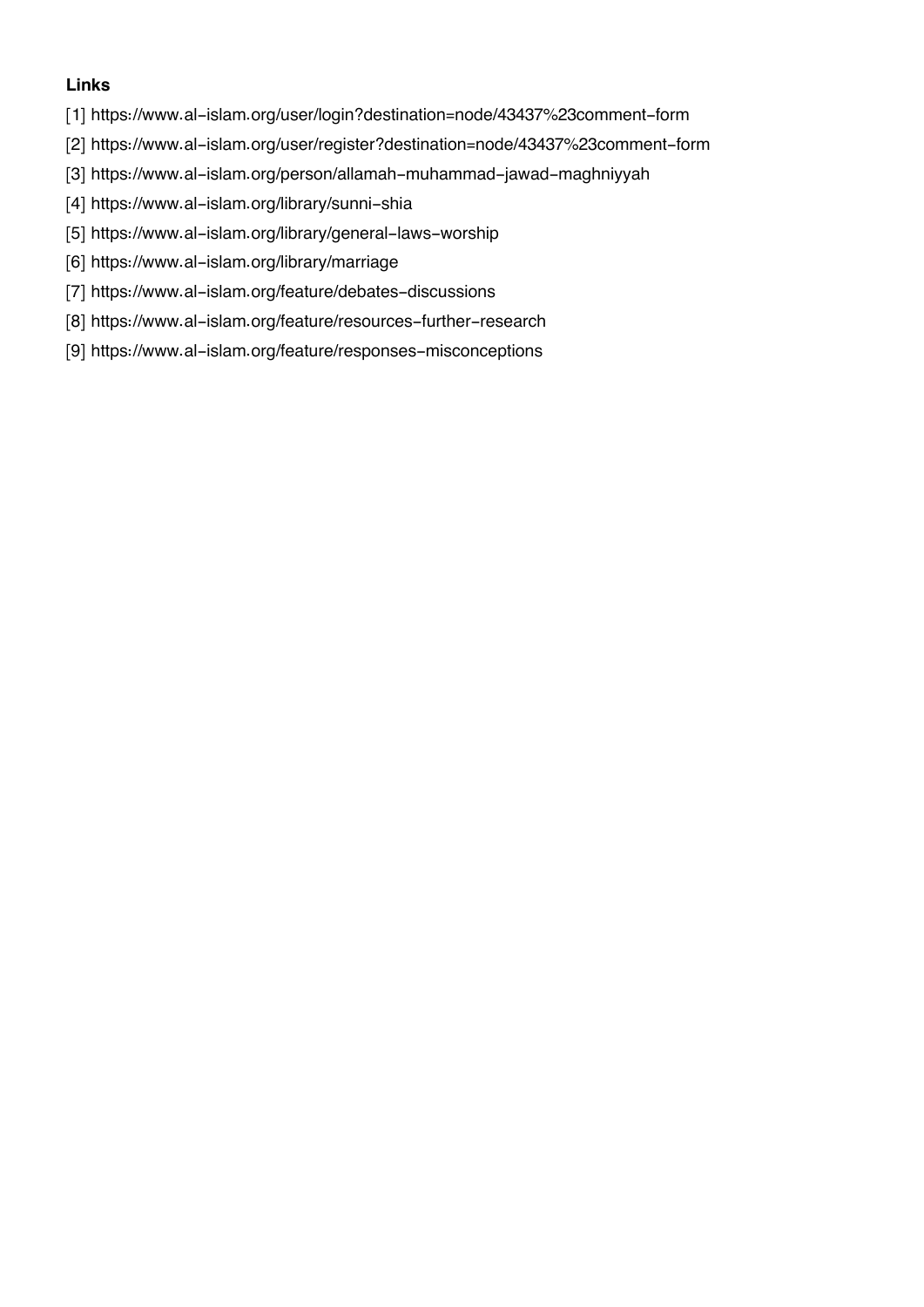**Links**

[1] https://www.al-islam.org/user/login?destination=node/43437%23comment-form

[2] https://www.al-islam.org/user/register?destination=node/43437%23comment-form

[3] https://www.al-islam.org/person/allamah-muhammad-jawad-maghniyyah

[4] https://www.al-islam.org/library/sunni-shia

[5] https://www.al-islam.org/library/general-laws-worship

[6] https://www.al-islam.org/library/marriage

[7] https://www.al-islam.org/feature/debates-discussions

[8] https://www.al-islam.org/feature/resources-further-research

[9] https://www.al-islam.org/feature/responses-misconceptions